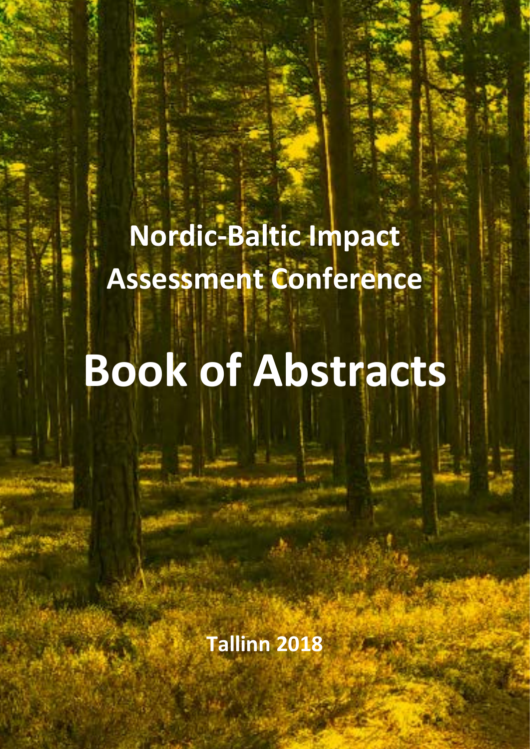# Nordic-Baltic Impact Assessment Conference

# Book of Abstracts

Tallinn 2018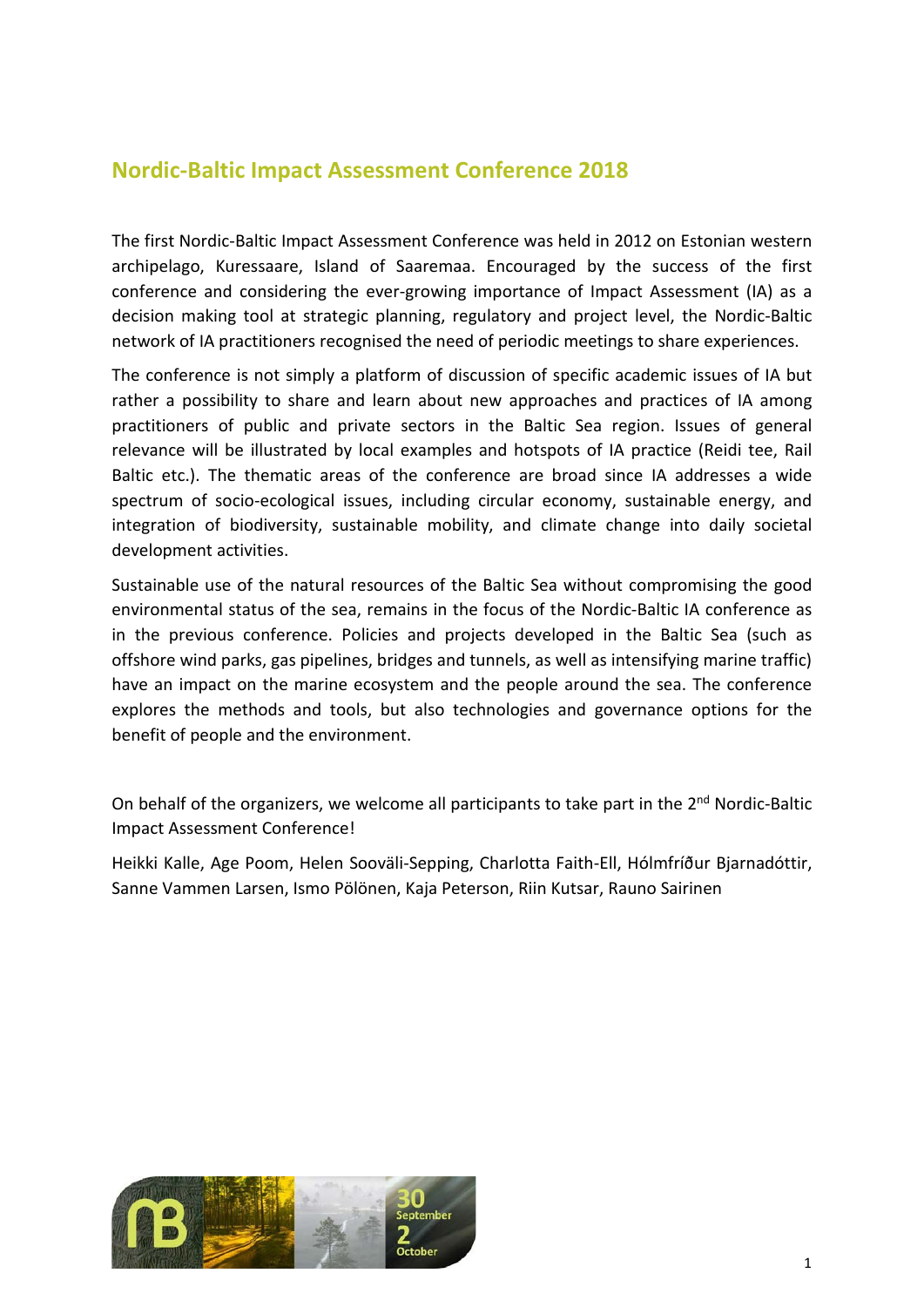## Nordic-Baltic Impact Assessment Conference 2018

The first Nordic-Baltic Impact Assessment Conference was held in 2012 on Estonian western archipelago, Kuressaare, Island of Saaremaa. Encouraged by the success of the first conference and considering the ever-growing importance of Impact Assessment (IA) as a decision making tool at strategic planning, regulatory and project level, the Nordic-Baltic network of IA practitioners recognised the need of periodic meetings to share experiences.

The conference is not simply a platform of discussion of specific academic issues of IA but rather a possibility to share and learn about new approaches and practices of IA among practitioners of public and private sectors in the Baltic Sea region. Issues of general relevance will be illustrated by local examples and hotspots of IA practice (Reidi tee, Rail Baltic etc.). The thematic areas of the conference are broad since IA addresses a wide spectrum of socio-ecological issues, including circular economy, sustainable energy, and integration of biodiversity, sustainable mobility, and climate change into daily societal development activities.

Sustainable use of the natural resources of the Baltic Sea without compromising the good environmental status of the sea, remains in the focus of the Nordic-Baltic IA conference as in the previous conference. Policies and projects developed in the Baltic Sea (such as offshore wind parks, gas pipelines, bridges and tunnels, as well as intensifying marine traffic) have an impact on the marine ecosystem and the people around the sea. The conference explores the methods and tools, but also technologies and governance options for the benefit of people and the environment.

On behalf of the organizers, we welcome all participants to take part in the 2nd Nordic-Baltic Impact Assessment Conference!

Heikki Kalle, Age Poom, Helen Sooväli-Sepping, Charlotta Faith-Ell, Hólmfríður Bjarnadóttir, Sanne Vammen Larsen, Ismo Pölönen, Kaja Peterson, Riin Kutsar, Rauno Sairinen

30 September – 2 October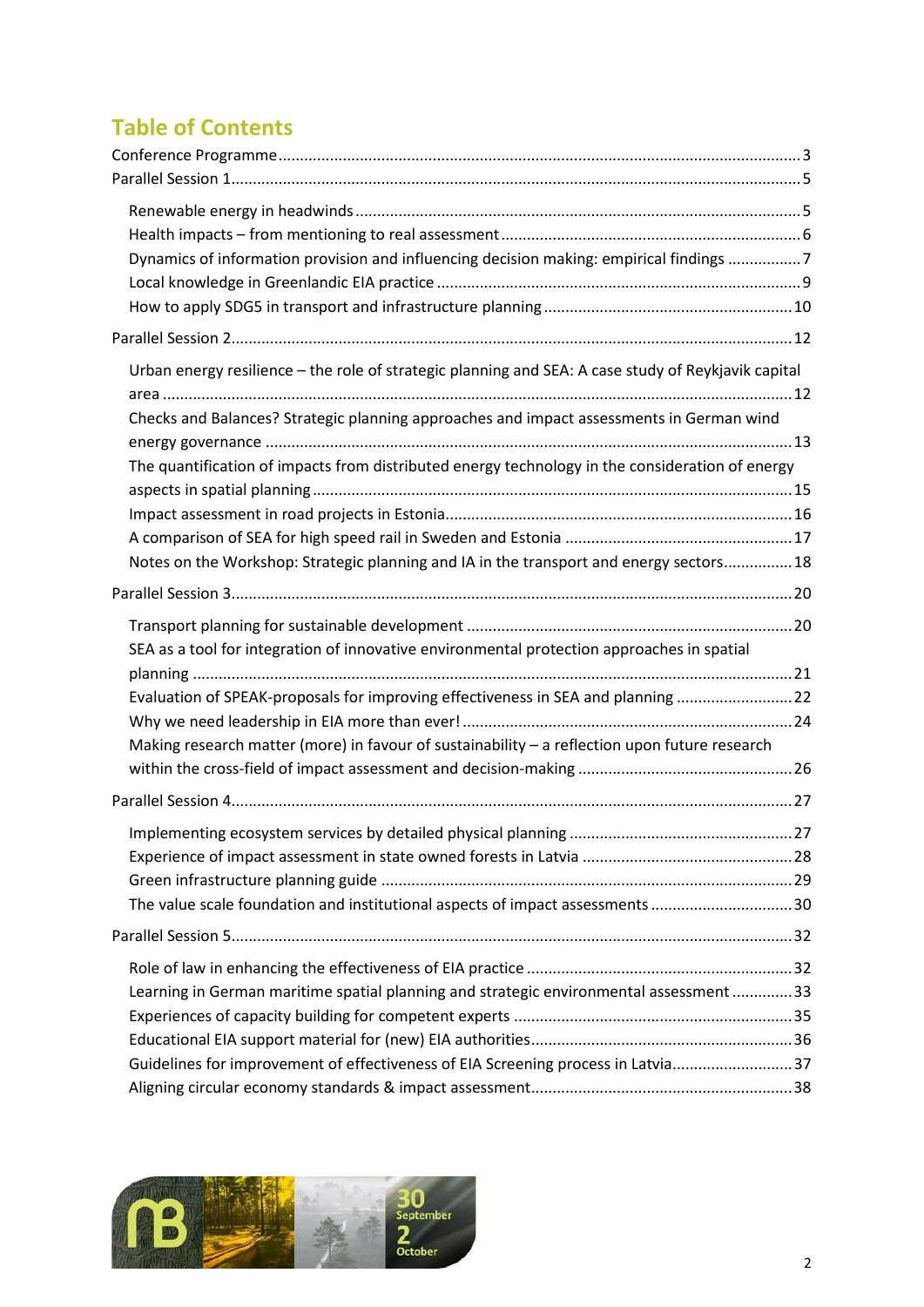# Table of Contents

Conference Programme ........ 3

Parallel Session 1 ........ 5

- Renewable energy in headwinds ........ 5
- Health impacts – from mentioning to real assessment ........ 6
- Dynamics of information provision and influencing decision making: empirical findings ........ 7
- Local knowledge in Greenlandic EIA practice ........ 9
- How to apply SDG5 in transport and infrastructure planning ........ 10

Parallel Session 2 ........ 12

- Urban energy resilience – the role of strategic planning and SEA: A case study of Reykjavik capital area ........ 12
- Checks and Balances? Strategic planning approaches and impact assessments in German wind energy governance ........ 13
- The quantification of impacts from distributed energy technology in the consideration of energy aspects in spatial planning ........ 15
- Impact assessment in road projects in Estonia ........ 16
- A comparison of SEA for high speed rail in Sweden and Estonia ........ 17
- Notes on the Workshop: Strategic planning and IA in the transport and energy sectors ........ 18

Parallel Session 3 ........ 20

- Transport planning for sustainable development ........ 20
- SEA as a tool for integration of innovative environmental protection approaches in spatial planning ........ 21
- Evaluation of SPEAK-proposals for improving effectiveness in SEA and planning ........ 22
- Why we need leadership in EIA more than ever! ........ 24
- Making research matter (more) in favour of sustainability – a reflection upon future research within the cross-field of impact assessment and decision-making ........ 26

Parallel Session 4 ........ 27

- Implementing ecosystem services by detailed physical planning ........ 27
- Experience of impact assessment in state owned forests in Latvia ........ 28
- Green infrastructure planning guide ........ 29
- The value scale foundation and institutional aspects of impact assessments ........ 30

Parallel Session 5 ........ 32

- Role of law in enhancing the effectiveness of EIA practice ........ 32
- Learning in German maritime spatial planning and strategic environmental assessment ........ 33
- Experiences of capacity building for competent experts ........ 35
- Educational EIA support material for (new) EIA authorities ........ 36
- Guidelines for improvement of effectiveness of EIA Screening process in Latvia ........ 37
- Aligning circular economy standards & impact assessment ........ 38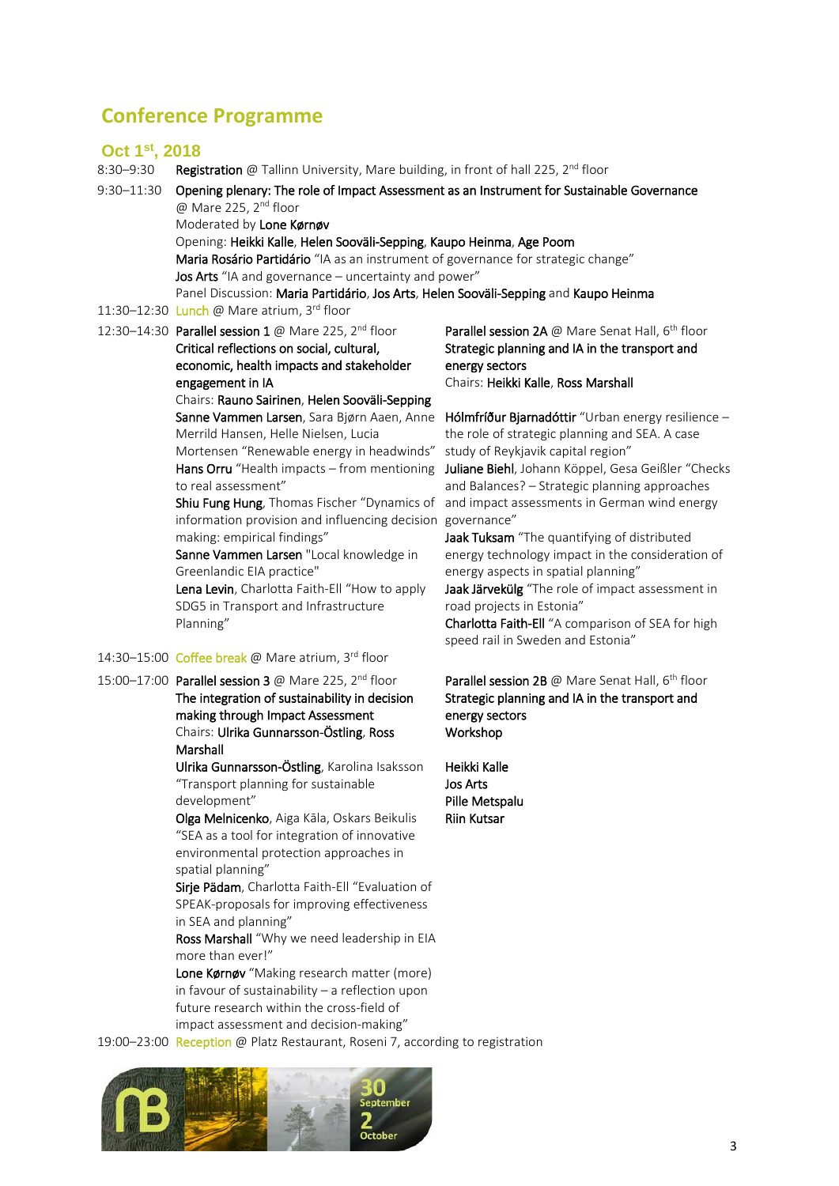## Conference Programme

### Oct 1st, 2018

8:30–9:30 **Registration** @ Tallinn University, Mare building, in front of hall 225, 2nd floor

9:30–11:30 **Opening plenary: The role of Impact Assessment as an Instrument for Sustainable Governance**
@ Mare 225, 2nd floor
Moderated by **Lone Kørnøv**
Opening: **Heikki Kalle**, **Helen Sooväli-Sepping**, **Kaupo Heinma**, **Age Poom**
**Maria Rosário Partidário** "IA as an instrument of governance for strategic change"
**Jos Arts** "IA and governance – uncertainty and power"
Panel Discussion: **Maria Partidário**, **Jos Arts**, **Helen Sooväli-Sepping** and **Kaupo Heinma**

11:30–12:30 Lunch @ Mare atrium, 3rd floor

12:30–14:30 **Parallel session 1** @ Mare 225, 2nd floor
**Critical reflections on social, cultural, economic, health impacts and stakeholder engagement in IA**
Chairs: **Rauno Sairinen**, **Helen Sooväli-Sepping**
**Sanne Vammen Larsen**, Sara Bjørn Aaen, Anne Merrild Hansen, Helle Nielsen, Lucia Mortensen "Renewable energy in headwinds"
**Hans Orru** "Health impacts – from mentioning to real assessment"
**Shiu Fung Hung**, Thomas Fischer "Dynamics of information provision and influencing decision making: empirical findings"
**Sanne Vammen Larsen** "Local knowledge in Greenlandic EIA practice"
**Lena Levin**, Charlotta Faith-Ell "How to apply SDG5 in Transport and Infrastructure Planning"

**Parallel session 2A** @ Mare Senat Hall, 6th floor
**Strategic planning and IA in the transport and energy sectors**
Chairs: **Heikki Kalle**, **Ross Marshall**
**Hólmfríður Bjarnadóttir** "Urban energy resilience – the role of strategic planning and SEA. A case study of Reykjavik capital region"
**Juliane Biehl**, Johann Köppel, Gesa Geißler "Checks and Balances? – Strategic planning approaches and impact assessments in German wind energy governance"
**Jaak Tuksam** "The quantifying of distributed energy technology impact in the consideration of energy aspects in spatial planning"
**Jaak Järvekülg** "The role of impact assessment in road projects in Estonia"
**Charlotta Faith-Ell** "A comparison of SEA for high speed rail in Sweden and Estonia"

14:30–15:00 Coffee break @ Mare atrium, 3rd floor

15:00–17:00 **Parallel session 3** @ Mare 225, 2nd floor
**The integration of sustainability in decision making through Impact Assessment**
Chairs: **Ulrika Gunnarsson-Östling**, **Ross Marshall**
**Ulrika Gunnarsson-Östling**, Karolina Isaksson "Transport planning for sustainable development"
**Olga Melnicenko**, Aiga Kāla, Oskars Beikulis "SEA as a tool for integration of innovative environmental protection approaches in spatial planning"
**Sirje Pädam**, Charlotta Faith-Ell "Evaluation of SPEAK-proposals for improving effectiveness in SEA and planning"
**Ross Marshall** "Why we need leadership in EIA more than ever!"
**Lone Kørnøv** "Making research matter (more) in favour of sustainability – a reflection upon future research within the cross-field of impact assessment and decision-making"

**Parallel session 2B** @ Mare Senat Hall, 6th floor
**Strategic planning and IA in the transport and energy sectors**
**Workshop**

**Heikki Kalle**
**Jos Arts**
**Pille Metspalu**
**Riin Kutsar**

19:00–23:00 Reception @ Platz Restaurant, Roseni 7, according to registration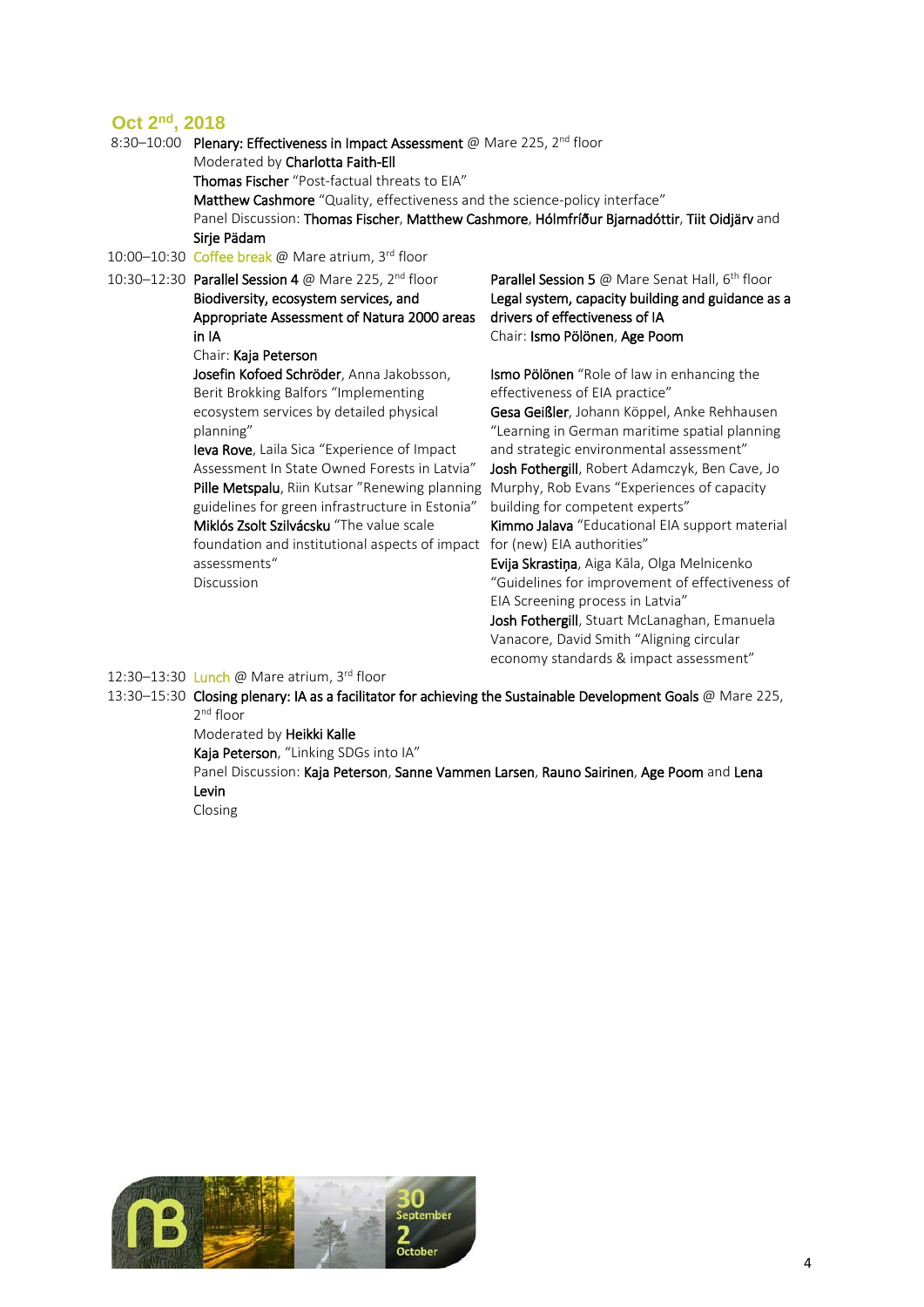## Oct 2nd, 2018

8:30–10:00 **Plenary: Effectiveness in Impact Assessment** @ Mare 225, 2nd floor
Moderated by **Charlotta Faith-Ell**
**Thomas Fischer** "Post-factual threats to EIA"
**Matthew Cashmore** "Quality, effectiveness and the science-policy interface"
Panel Discussion: **Thomas Fischer**, **Matthew Cashmore**, **Hólmfríður Bjarnadóttir**, **Tiit Oidjärv** and **Sirje Pädam**

10:00–10:30 Coffee break @ Mare atrium, 3rd floor

10:30–12:30 **Parallel Session 4** @ Mare 225, 2nd floor
**Biodiversity, ecosystem services, and Appropriate Assessment of Natura 2000 areas in IA**
Chair: **Kaja Peterson**
**Josefin Kofoed Schröder**, Anna Jakobsson, Berit Brokking Balfors "Implementing ecosystem services by detailed physical planning"
**Ieva Rove**, Laila Sica "Experience of Impact Assessment In State Owned Forests in Latvia"
**Pille Metspalu**, Riin Kutsar "Renewing planning guidelines for green infrastructure in Estonia"
**Miklós Zsolt Szilvácsku** "The value scale foundation and institutional aspects of impact assessments"
Discussion

**Parallel Session 5** @ Mare Senat Hall, 6th floor
**Legal system, capacity building and guidance as a drivers of effectiveness of IA**
Chair: **Ismo Pölönen**, **Age Poom**
**Ismo Pölönen** "Role of law in enhancing the effectiveness of EIA practice"
**Gesa Geißler**, Johann Köppel, Anke Rehhausen "Learning in German maritime spatial planning and strategic environmental assessment"
**Josh Fothergill**, Robert Adamczyk, Ben Cave, Jo Murphy, Rob Evans "Experiences of capacity building for competent experts"
**Kimmo Jalava** "Educational EIA support material for (new) EIA authorities"
**Evija Skrastiņa**, Aiga Kāla, Olga Melnicenko "Guidelines for improvement of effectiveness of EIA Screening process in Latvia"
**Josh Fothergill**, Stuart McLanaghan, Emanuela Vanacore, David Smith "Aligning circular economy standards & impact assessment"

12:30–13:30 Lunch @ Mare atrium, 3rd floor

13:30–15:30 **Closing plenary: IA as a facilitator for achieving the Sustainable Development Goals** @ Mare 225, 2nd floor
Moderated by **Heikki Kalle**
**Kaja Peterson**, "Linking SDGs into IA"
Panel Discussion: **Kaja Peterson**, **Sanne Vammen Larsen**, **Rauno Sairinen**, **Age Poom** and **Lena Levin**
Closing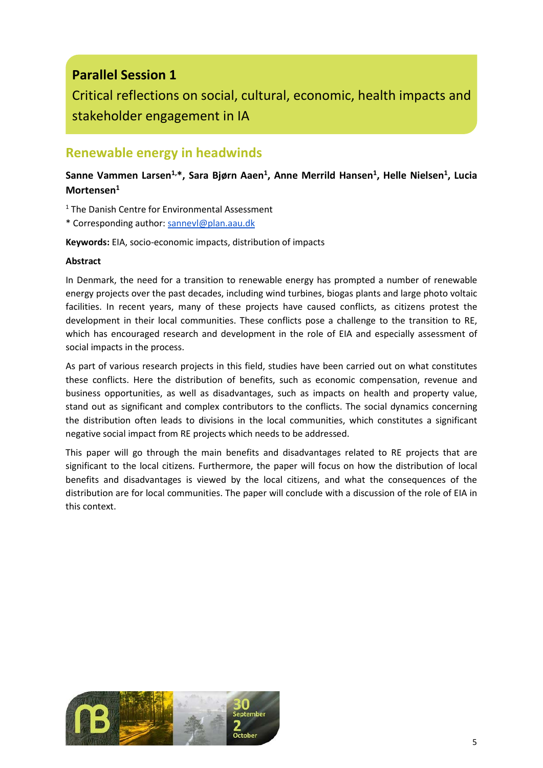# Parallel Session 1

Critical reflections on social, cultural, economic, health impacts and stakeholder engagement in IA

## Renewable energy in headwinds

**Sanne Vammen Larsen[1,*], Sara Bjørn Aaen[1], Anne Merrild Hansen[1], Helle Nielsen[1], Lucia Mortensen[1]**

[1] The Danish Centre for Environmental Assessment

* Corresponding author: sannevl@plan.aau.dk

**Keywords:** EIA, socio-economic impacts, distribution of impacts

**Abstract**

In Denmark, the need for a transition to renewable energy has prompted a number of renewable energy projects over the past decades, including wind turbines, biogas plants and large photo voltaic facilities. In recent years, many of these projects have caused conflicts, as citizens protest the development in their local communities. These conflicts pose a challenge to the transition to RE, which has encouraged research and development in the role of EIA and especially assessment of social impacts in the process.

As part of various research projects in this field, studies have been carried out on what constitutes these conflicts. Here the distribution of benefits, such as economic compensation, revenue and business opportunities, as well as disadvantages, such as impacts on health and property value, stand out as significant and complex contributors to the conflicts. The social dynamics concerning the distribution often leads to divisions in the local communities, which constitutes a significant negative social impact from RE projects which needs to be addressed.

This paper will go through the main benefits and disadvantages related to RE projects that are significant to the local citizens. Furthermore, the paper will focus on how the distribution of local benefits and disadvantages is viewed by the local citizens, and what the consequences of the distribution are for local communities. The paper will conclude with a discussion of the role of EIA in this context.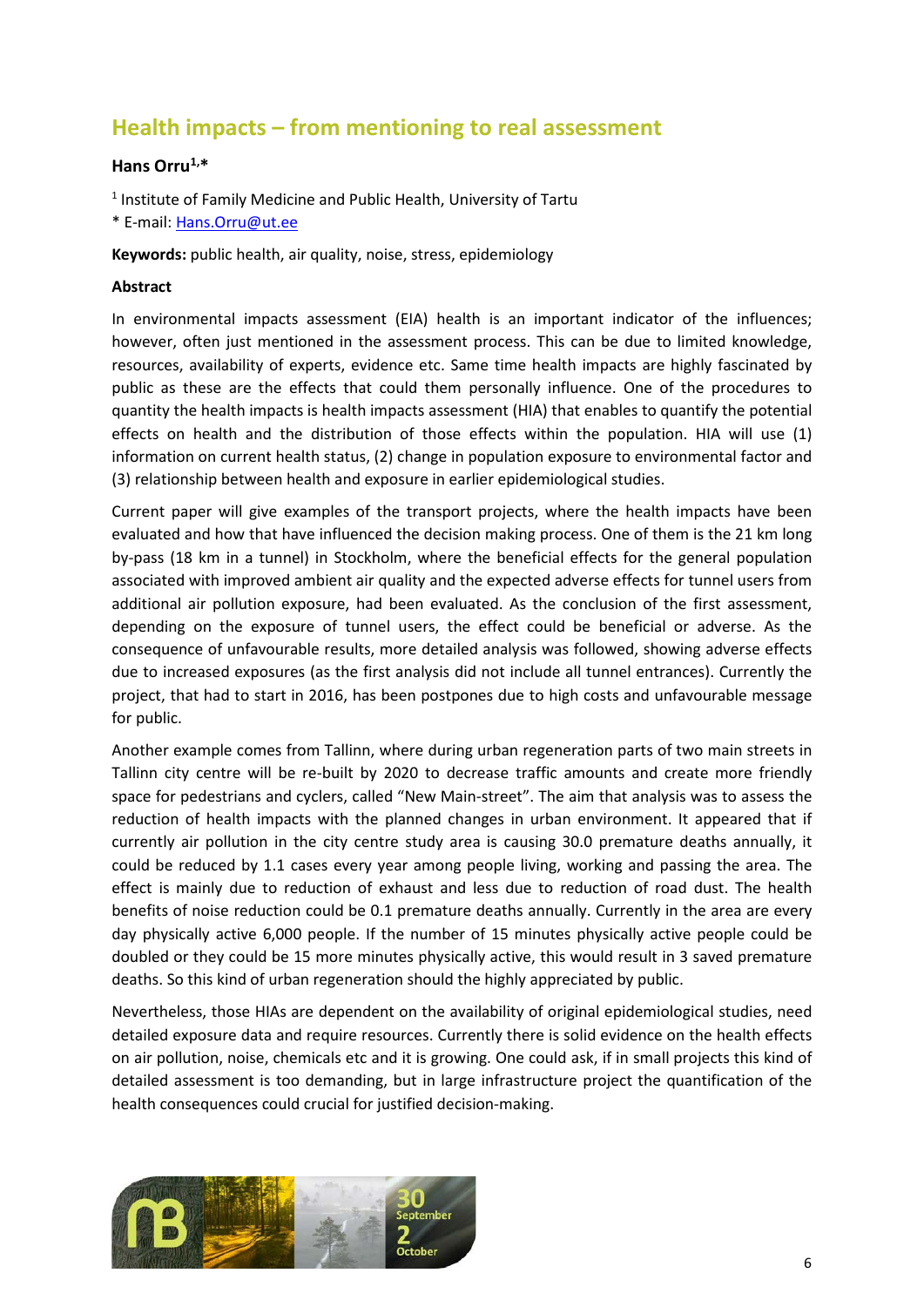## Health impacts – from mentioning to real assessment

**Hans Orru[1,*]**

[1] Institute of Family Medicine and Public Health, University of Tartu
* E-mail: Hans.Orru@ut.ee

**Keywords:** public health, air quality, noise, stress, epidemiology

**Abstract**

In environmental impacts assessment (EIA) health is an important indicator of the influences; however, often just mentioned in the assessment process. This can be due to limited knowledge, resources, availability of experts, evidence etc. Same time health impacts are highly fascinated by public as these are the effects that could them personally influence. One of the procedures to quantity the health impacts is health impacts assessment (HIA) that enables to quantify the potential effects on health and the distribution of those effects within the population. HIA will use (1) information on current health status, (2) change in population exposure to environmental factor and (3) relationship between health and exposure in earlier epidemiological studies.

Current paper will give examples of the transport projects, where the health impacts have been evaluated and how that have influenced the decision making process. One of them is the 21 km long by-pass (18 km in a tunnel) in Stockholm, where the beneficial effects for the general population associated with improved ambient air quality and the expected adverse effects for tunnel users from additional air pollution exposure, had been evaluated. As the conclusion of the first assessment, depending on the exposure of tunnel users, the effect could be beneficial or adverse. As the consequence of unfavourable results, more detailed analysis was followed, showing adverse effects due to increased exposures (as the first analysis did not include all tunnel entrances). Currently the project, that had to start in 2016, has been postpones due to high costs and unfavourable message for public.

Another example comes from Tallinn, where during urban regeneration parts of two main streets in Tallinn city centre will be re-built by 2020 to decrease traffic amounts and create more friendly space for pedestrians and cyclers, called "New Main-street". The aim that analysis was to assess the reduction of health impacts with the planned changes in urban environment. It appeared that if currently air pollution in the city centre study area is causing 30.0 premature deaths annually, it could be reduced by 1.1 cases every year among people living, working and passing the area. The effect is mainly due to reduction of exhaust and less due to reduction of road dust. The health benefits of noise reduction could be 0.1 premature deaths annually. Currently in the area are every day physically active 6,000 people. If the number of 15 minutes physically active people could be doubled or they could be 15 more minutes physically active, this would result in 3 saved premature deaths. So this kind of urban regeneration should the highly appreciated by public.

Nevertheless, those HIAs are dependent on the availability of original epidemiological studies, need detailed exposure data and require resources. Currently there is solid evidence on the health effects on air pollution, noise, chemicals etc and it is growing. One could ask, if in small projects this kind of detailed assessment is too demanding, but in large infrastructure project the quantification of the health consequences could crucial for justified decision-making.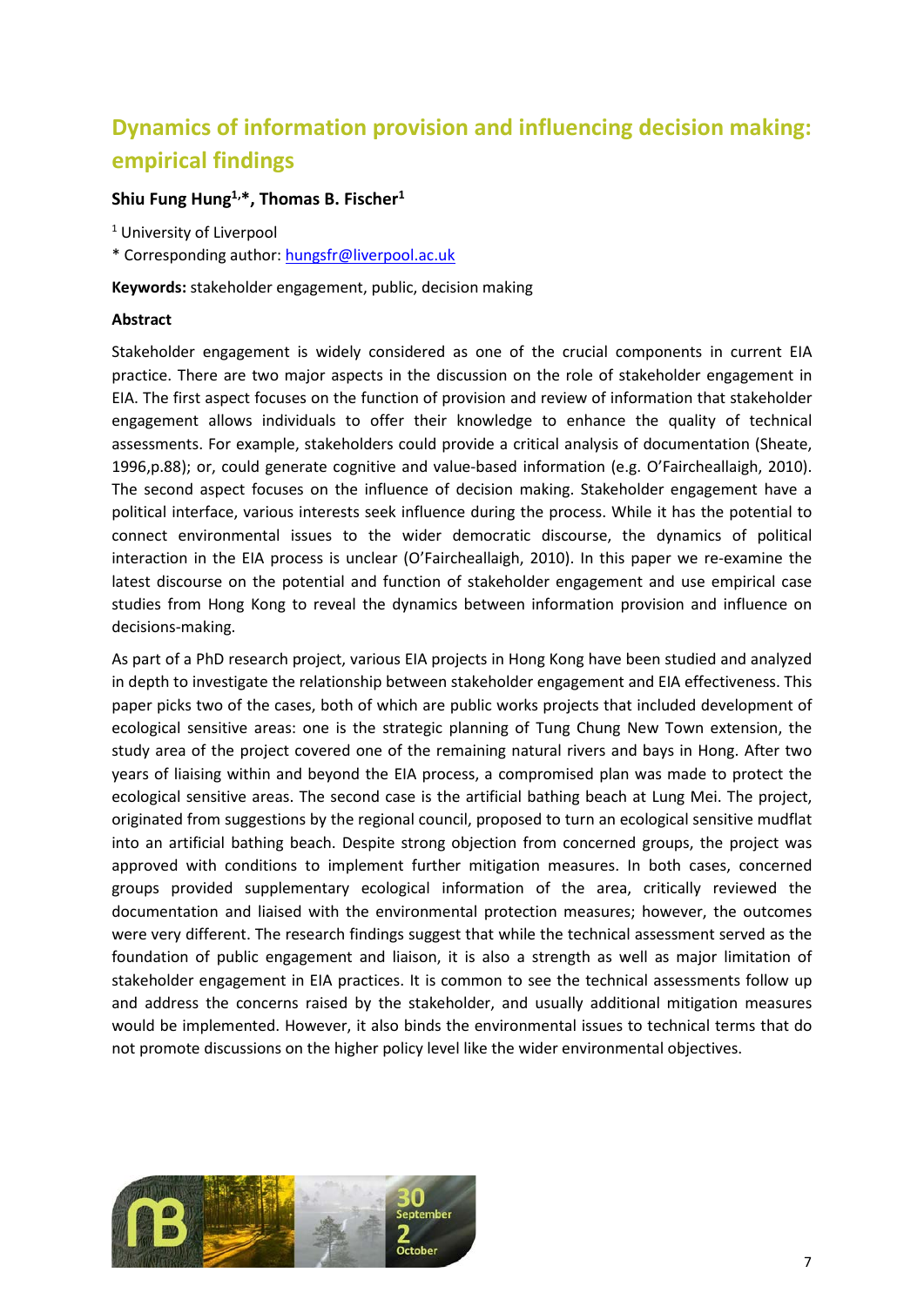# Dynamics of information provision and influencing decision making: empirical findings

**Shiu Fung Hung[1,*], Thomas B. Fischer[1]**

[1] University of Liverpool

* Corresponding author: hungsfr@liverpool.ac.uk

**Keywords:** stakeholder engagement, public, decision making

**Abstract**

Stakeholder engagement is widely considered as one of the crucial components in current EIA practice. There are two major aspects in the discussion on the role of stakeholder engagement in EIA. The first aspect focuses on the function of provision and review of information that stakeholder engagement allows individuals to offer their knowledge to enhance the quality of technical assessments. For example, stakeholders could provide a critical analysis of documentation (Sheate, 1996,p.88); or, could generate cognitive and value-based information (e.g. O'Faircheallaigh, 2010). The second aspect focuses on the influence of decision making. Stakeholder engagement have a political interface, various interests seek influence during the process. While it has the potential to connect environmental issues to the wider democratic discourse, the dynamics of political interaction in the EIA process is unclear (O'Faircheallaigh, 2010). In this paper we re-examine the latest discourse on the potential and function of stakeholder engagement and use empirical case studies from Hong Kong to reveal the dynamics between information provision and influence on decisions-making.

As part of a PhD research project, various EIA projects in Hong Kong have been studied and analyzed in depth to investigate the relationship between stakeholder engagement and EIA effectiveness. This paper picks two of the cases, both of which are public works projects that included development of ecological sensitive areas: one is the strategic planning of Tung Chung New Town extension, the study area of the project covered one of the remaining natural rivers and bays in Hong. After two years of liaising within and beyond the EIA process, a compromised plan was made to protect the ecological sensitive areas. The second case is the artificial bathing beach at Lung Mei. The project, originated from suggestions by the regional council, proposed to turn an ecological sensitive mudflat into an artificial bathing beach. Despite strong objection from concerned groups, the project was approved with conditions to implement further mitigation measures. In both cases, concerned groups provided supplementary ecological information of the area, critically reviewed the documentation and liaised with the environmental protection measures; however, the outcomes were very different. The research findings suggest that while the technical assessment served as the foundation of public engagement and liaison, it is also a strength as well as major limitation of stakeholder engagement in EIA practices. It is common to see the technical assessments follow up and address the concerns raised by the stakeholder, and usually additional mitigation measures would be implemented. However, it also binds the environmental issues to technical terms that do not promote discussions on the higher policy level like the wider environmental objectives.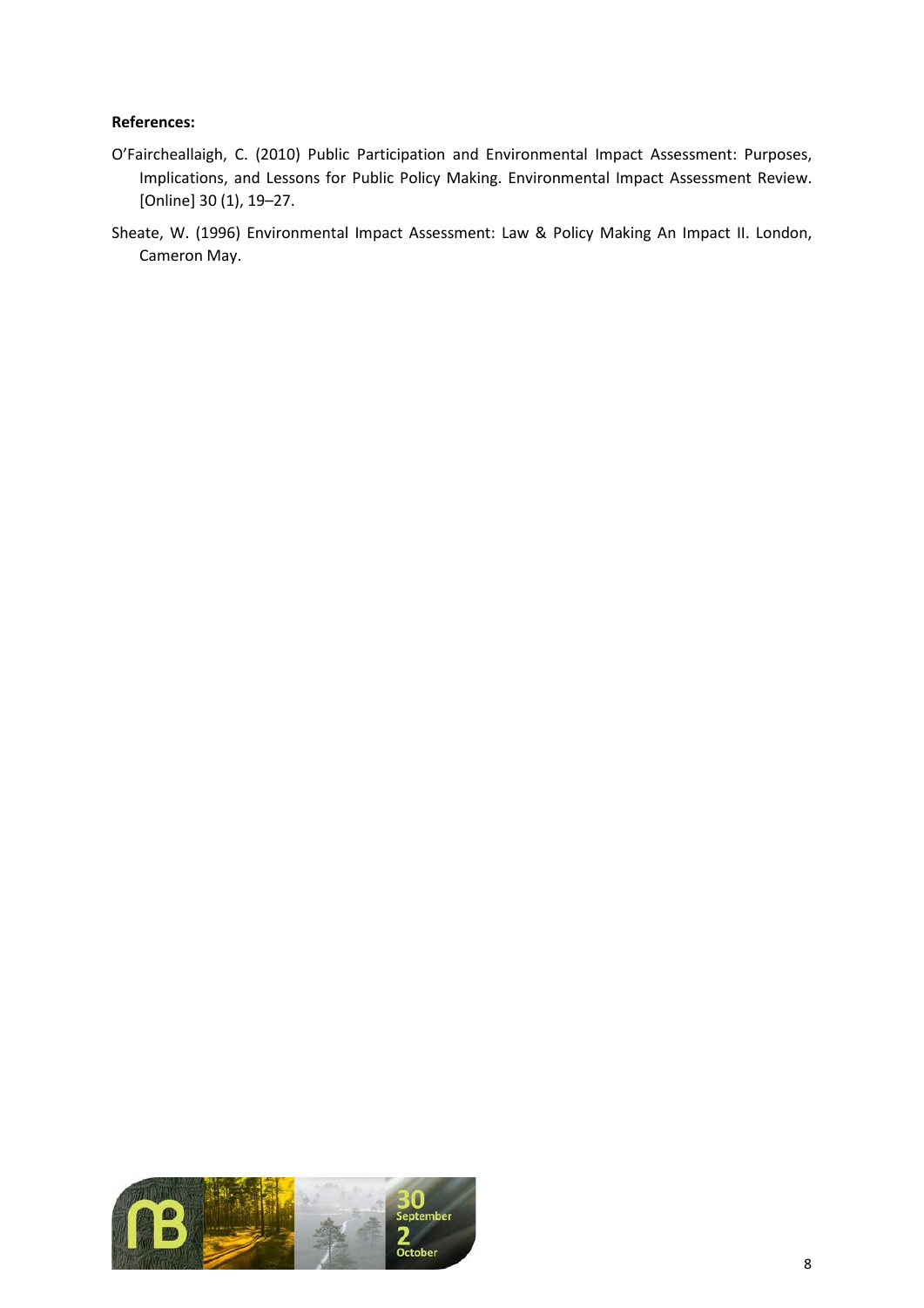**References:**

O'Faircheallaigh, C. (2010) Public Participation and Environmental Impact Assessment: Purposes, Implications, and Lessons for Public Policy Making. Environmental Impact Assessment Review. [Online] 30 (1), 19–27.

Sheate, W. (1996) Environmental Impact Assessment: Law & Policy Making An Impact II. London, Cameron May.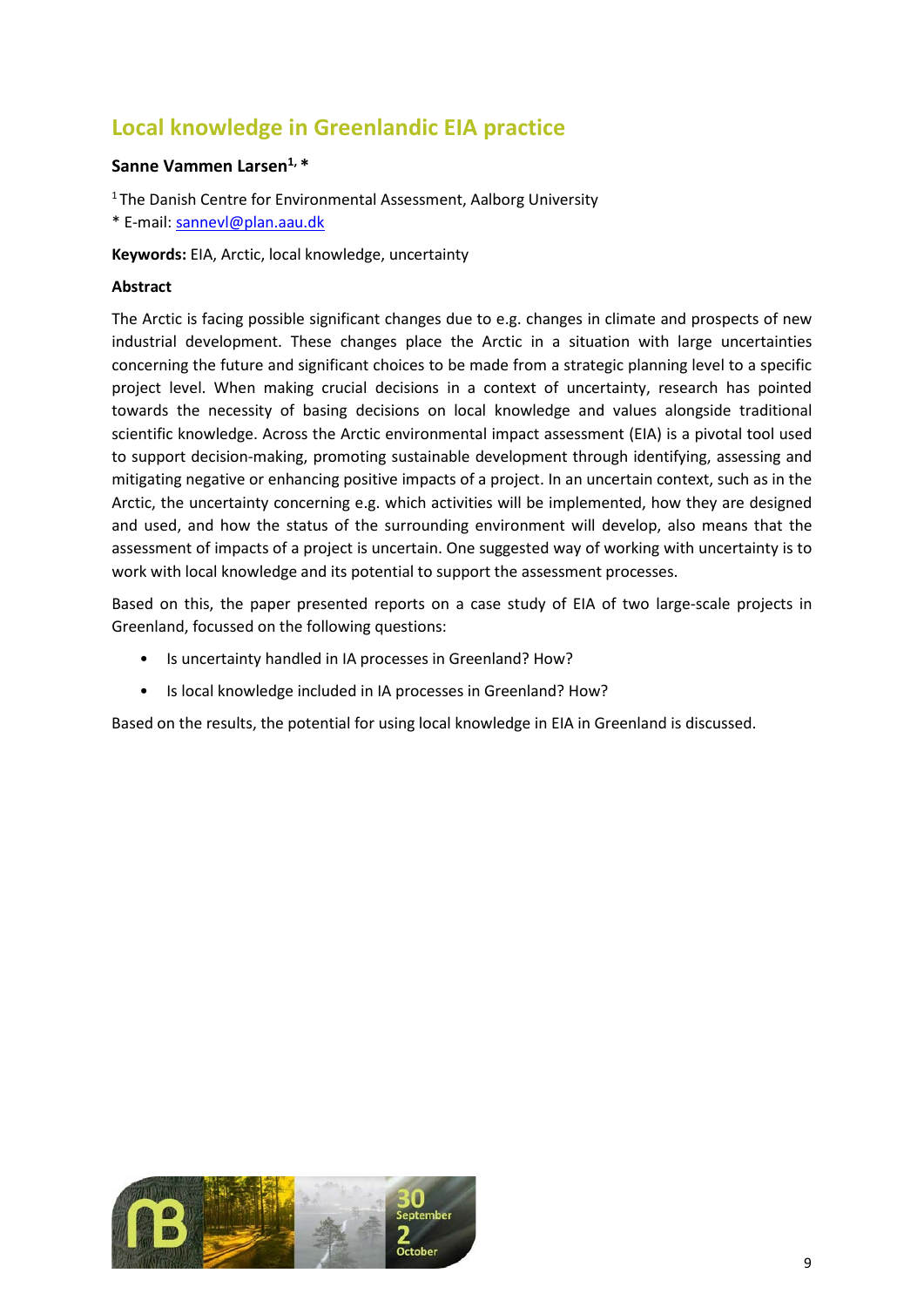# Local knowledge in Greenlandic EIA practice

**Sanne Vammen Larsen[1, *]**

[1] The Danish Centre for Environmental Assessment, Aalborg University

* E-mail: sannevl@plan.aau.dk

**Keywords:** EIA, Arctic, local knowledge, uncertainty

**Abstract**

The Arctic is facing possible significant changes due to e.g. changes in climate and prospects of new industrial development. These changes place the Arctic in a situation with large uncertainties concerning the future and significant choices to be made from a strategic planning level to a specific project level. When making crucial decisions in a context of uncertainty, research has pointed towards the necessity of basing decisions on local knowledge and values alongside traditional scientific knowledge. Across the Arctic environmental impact assessment (EIA) is a pivotal tool used to support decision-making, promoting sustainable development through identifying, assessing and mitigating negative or enhancing positive impacts of a project. In an uncertain context, such as in the Arctic, the uncertainty concerning e.g. which activities will be implemented, how they are designed and used, and how the status of the surrounding environment will develop, also means that the assessment of impacts of a project is uncertain. One suggested way of working with uncertainty is to work with local knowledge and its potential to support the assessment processes.

Based on this, the paper presented reports on a case study of EIA of two large-scale projects in Greenland, focussed on the following questions:

- Is uncertainty handled in IA processes in Greenland? How?
- Is local knowledge included in IA processes in Greenland? How?

Based on the results, the potential for using local knowledge in EIA in Greenland is discussed.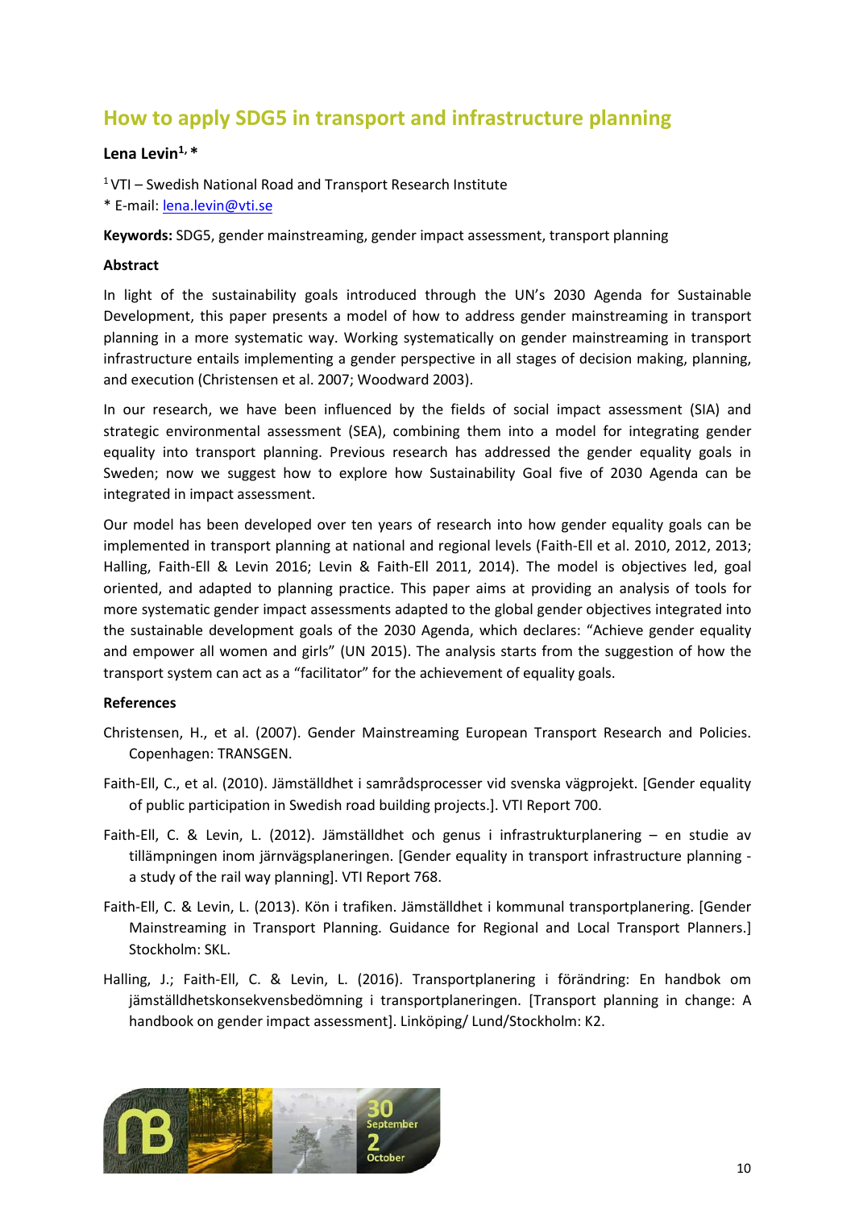# How to apply SDG5 in transport and infrastructure planning

**Lena Levin[1, *]**

[1] VTI – Swedish National Road and Transport Research Institute
* E-mail: lena.levin@vti.se

**Keywords:** SDG5, gender mainstreaming, gender impact assessment, transport planning

**Abstract**

In light of the sustainability goals introduced through the UN's 2030 Agenda for Sustainable Development, this paper presents a model of how to address gender mainstreaming in transport planning in a more systematic way. Working systematically on gender mainstreaming in transport infrastructure entails implementing a gender perspective in all stages of decision making, planning, and execution (Christensen et al. 2007; Woodward 2003).

In our research, we have been influenced by the fields of social impact assessment (SIA) and strategic environmental assessment (SEA), combining them into a model for integrating gender equality into transport planning. Previous research has addressed the gender equality goals in Sweden; now we suggest how to explore how Sustainability Goal five of 2030 Agenda can be integrated in impact assessment.

Our model has been developed over ten years of research into how gender equality goals can be implemented in transport planning at national and regional levels (Faith-Ell et al. 2010, 2012, 2013; Halling, Faith-Ell & Levin 2016; Levin & Faith-Ell 2011, 2014). The model is objectives led, goal oriented, and adapted to planning practice. This paper aims at providing an analysis of tools for more systematic gender impact assessments adapted to the global gender objectives integrated into the sustainable development goals of the 2030 Agenda, which declares: "Achieve gender equality and empower all women and girls" (UN 2015). The analysis starts from the suggestion of how the transport system can act as a "facilitator" for the achievement of equality goals.

**References**

Christensen, H., et al. (2007). Gender Mainstreaming European Transport Research and Policies. Copenhagen: TRANSGEN.

Faith-Ell, C., et al. (2010). Jämställdhet i samrådsprocesser vid svenska vägprojekt. [Gender equality of public participation in Swedish road building projects.]. VTI Report 700.

Faith-Ell, C. & Levin, L. (2012). Jämställdhet och genus i infrastrukturplanering – en studie av tillämpningen inom järnvägsplaneringen. [Gender equality in transport infrastructure planning - a study of the rail way planning]. VTI Report 768.

Faith-Ell, C. & Levin, L. (2013). Kön i trafiken. Jämställdhet i kommunal transportplanering. [Gender Mainstreaming in Transport Planning. Guidance for Regional and Local Transport Planners.] Stockholm: SKL.

Halling, J.; Faith-Ell, C. & Levin, L. (2016). Transportplanering i förändring: En handbok om jämställdhetskonsekvensbedömning i transportplaneringen. [Transport planning in change: A handbook on gender impact assessment]. Linköping/ Lund/Stockholm: K2.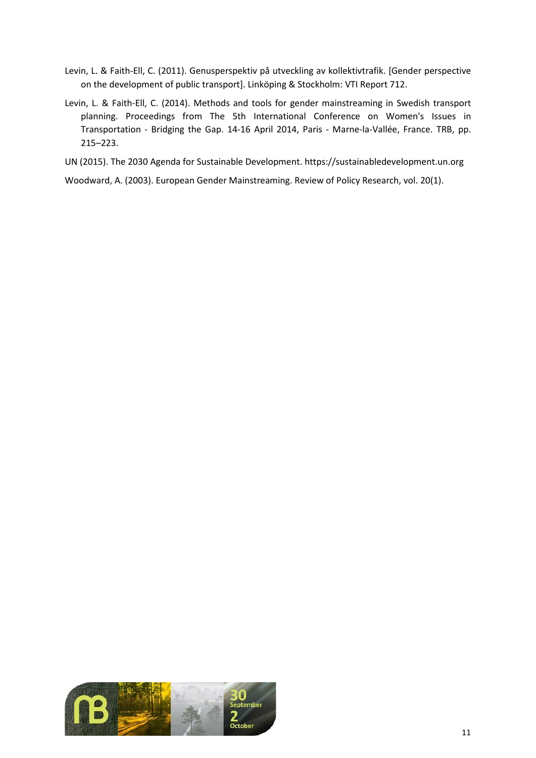Levin, L. & Faith-Ell, C. (2011). Genusperspektiv på utveckling av kollektivtrafik. [Gender perspective on the development of public transport]. Linköping & Stockholm: VTI Report 712.

Levin, L. & Faith-Ell, C. (2014). Methods and tools for gender mainstreaming in Swedish transport planning. Proceedings from The 5th International Conference on Women's Issues in Transportation - Bridging the Gap. 14-16 April 2014, Paris - Marne-la-Vallée, France. TRB, pp. 215–223.

UN (2015). The 2030 Agenda for Sustainable Development. https://sustainabledevelopment.un.org

Woodward, A. (2003). European Gender Mainstreaming. Review of Policy Research, vol. 20(1).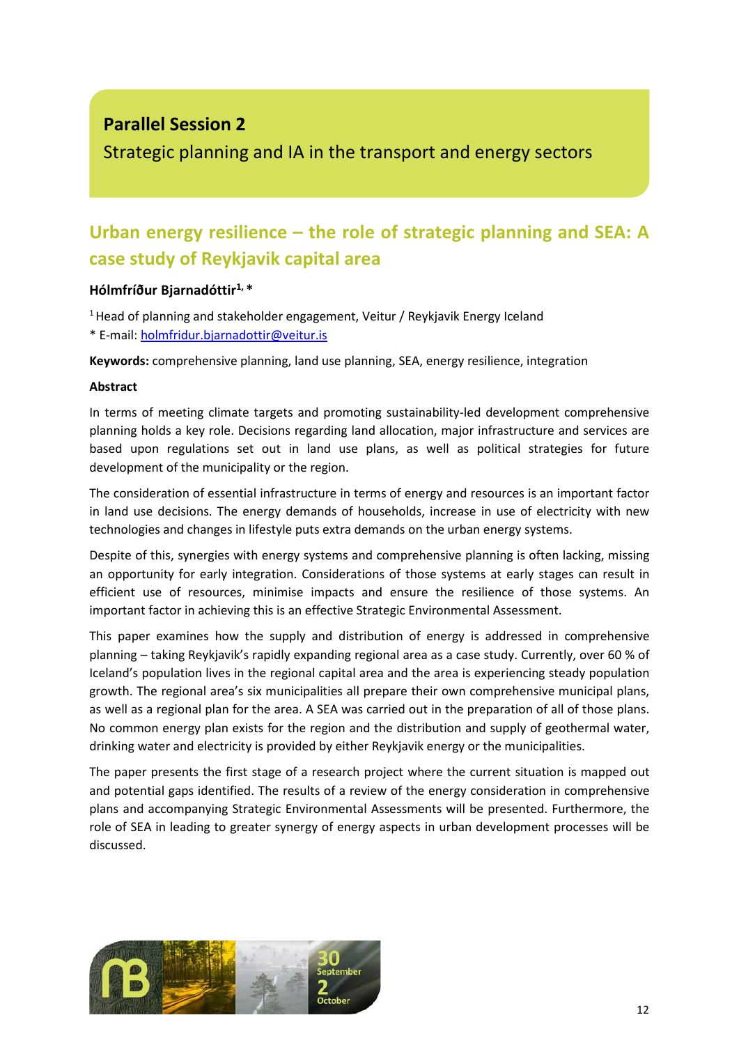# Parallel Session 2

Strategic planning and IA in the transport and energy sectors

## Urban energy resilience – the role of strategic planning and SEA: A case study of Reykjavik capital area

**Hólmfríður Bjarnadóttir[1,*]**

[1] Head of planning and stakeholder engagement, Veitur / Reykjavik Energy Iceland
* E-mail: holmfridur.bjarnadottir@veitur.is

**Keywords:** comprehensive planning, land use planning, SEA, energy resilience, integration

**Abstract**

In terms of meeting climate targets and promoting sustainability-led development comprehensive planning holds a key role. Decisions regarding land allocation, major infrastructure and services are based upon regulations set out in land use plans, as well as political strategies for future development of the municipality or the region.

The consideration of essential infrastructure in terms of energy and resources is an important factor in land use decisions. The energy demands of households, increase in use of electricity with new technologies and changes in lifestyle puts extra demands on the urban energy systems.

Despite of this, synergies with energy systems and comprehensive planning is often lacking, missing an opportunity for early integration. Considerations of those systems at early stages can result in efficient use of resources, minimise impacts and ensure the resilience of those systems. An important factor in achieving this is an effective Strategic Environmental Assessment.

This paper examines how the supply and distribution of energy is addressed in comprehensive planning – taking Reykjavik's rapidly expanding regional area as a case study. Currently, over 60 % of Iceland's population lives in the regional capital area and the area is experiencing steady population growth. The regional area's six municipalities all prepare their own comprehensive municipal plans, as well as a regional plan for the area. A SEA was carried out in the preparation of all of those plans. No common energy plan exists for the region and the distribution and supply of geothermal water, drinking water and electricity is provided by either Reykjavik energy or the municipalities.

The paper presents the first stage of a research project where the current situation is mapped out and potential gaps identified. The results of a review of the energy consideration in comprehensive plans and accompanying Strategic Environmental Assessments will be presented. Furthermore, the role of SEA in leading to greater synergy of energy aspects in urban development processes will be discussed.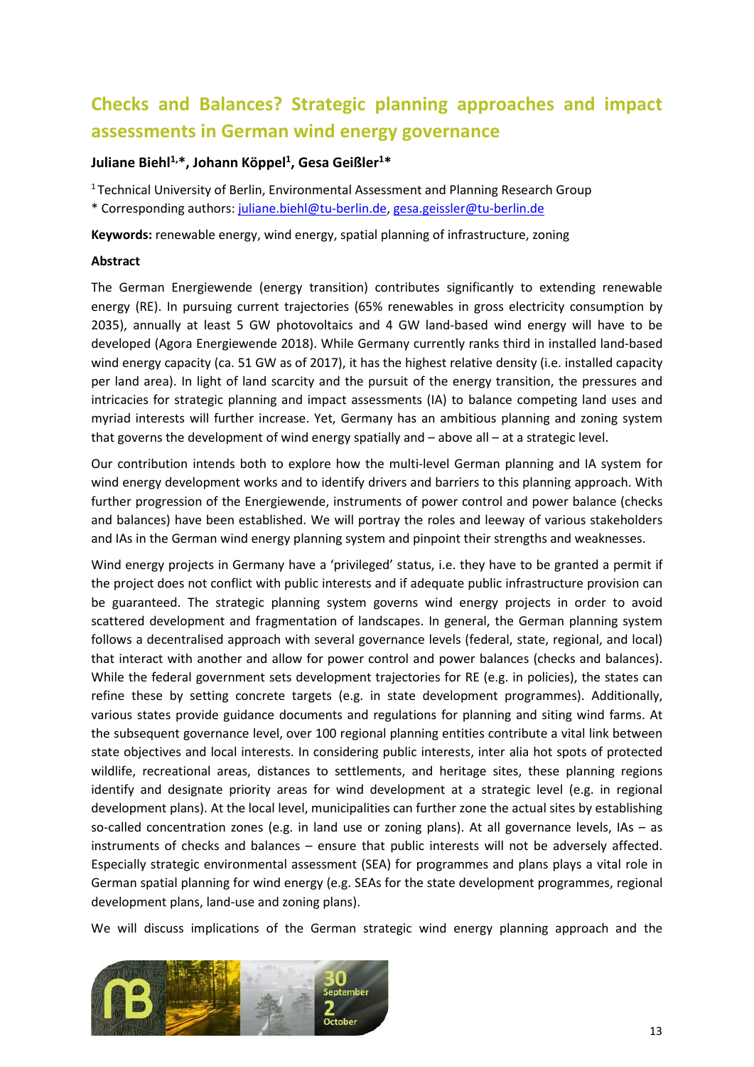# Checks and Balances? Strategic planning approaches and impact assessments in German wind energy governance

**Juliane Biehl[1,*], Johann Köppel[1], Gesa Geißler[1*]**

[1] Technical University of Berlin, Environmental Assessment and Planning Research Group

* Corresponding authors: juliane.biehl@tu-berlin.de, gesa.geissler@tu-berlin.de

**Keywords:** renewable energy, wind energy, spatial planning of infrastructure, zoning

**Abstract**

The German Energiewende (energy transition) contributes significantly to extending renewable energy (RE). In pursuing current trajectories (65% renewables in gross electricity consumption by 2035), annually at least 5 GW photovoltaics and 4 GW land-based wind energy will have to be developed (Agora Energiewende 2018). While Germany currently ranks third in installed land-based wind energy capacity (ca. 51 GW as of 2017), it has the highest relative density (i.e. installed capacity per land area). In light of land scarcity and the pursuit of the energy transition, the pressures and intricacies for strategic planning and impact assessments (IA) to balance competing land uses and myriad interests will further increase. Yet, Germany has an ambitious planning and zoning system that governs the development of wind energy spatially and – above all – at a strategic level.

Our contribution intends both to explore how the multi-level German planning and IA system for wind energy development works and to identify drivers and barriers to this planning approach. With further progression of the Energiewende, instruments of power control and power balance (checks and balances) have been established. We will portray the roles and leeway of various stakeholders and IAs in the German wind energy planning system and pinpoint their strengths and weaknesses.

Wind energy projects in Germany have a 'privileged' status, i.e. they have to be granted a permit if the project does not conflict with public interests and if adequate public infrastructure provision can be guaranteed. The strategic planning system governs wind energy projects in order to avoid scattered development and fragmentation of landscapes. In general, the German planning system follows a decentralised approach with several governance levels (federal, state, regional, and local) that interact with another and allow for power control and power balances (checks and balances). While the federal government sets development trajectories for RE (e.g. in policies), the states can refine these by setting concrete targets (e.g. in state development programmes). Additionally, various states provide guidance documents and regulations for planning and siting wind farms. At the subsequent governance level, over 100 regional planning entities contribute a vital link between state objectives and local interests. In considering public interests, inter alia hot spots of protected wildlife, recreational areas, distances to settlements, and heritage sites, these planning regions identify and designate priority areas for wind development at a strategic level (e.g. in regional development plans). At the local level, municipalities can further zone the actual sites by establishing so-called concentration zones (e.g. in land use or zoning plans). At all governance levels, IAs – as instruments of checks and balances – ensure that public interests will not be adversely affected. Especially strategic environmental assessment (SEA) for programmes and plans plays a vital role in German spatial planning for wind energy (e.g. SEAs for the state development programmes, regional development plans, land-use and zoning plans).

We will discuss implications of the German strategic wind energy planning approach and the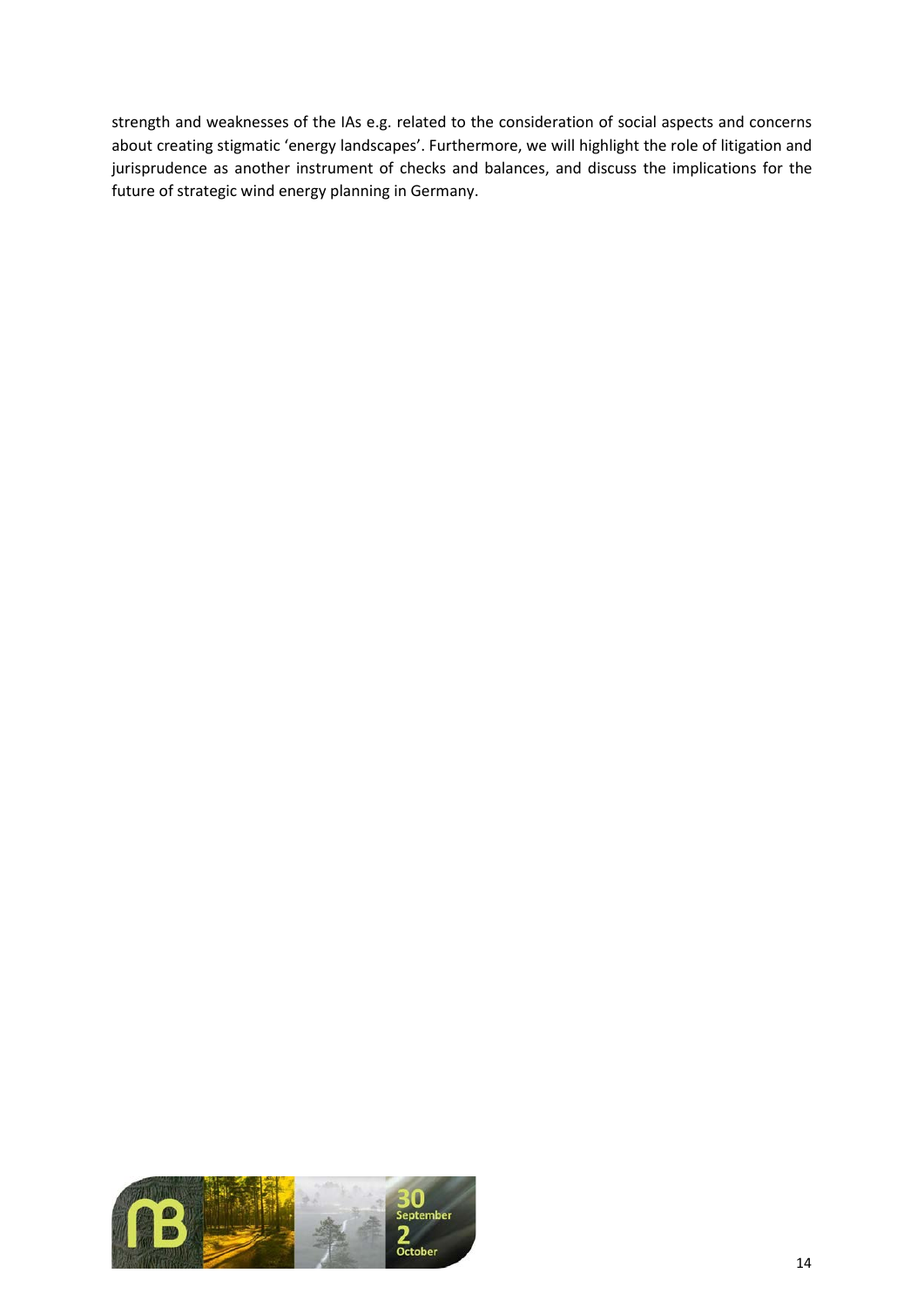strength and weaknesses of the IAs e.g. related to the consideration of social aspects and concerns about creating stigmatic 'energy landscapes'. Furthermore, we will highlight the role of litigation and jurisprudence as another instrument of checks and balances, and discuss the implications for the future of strategic wind energy planning in Germany.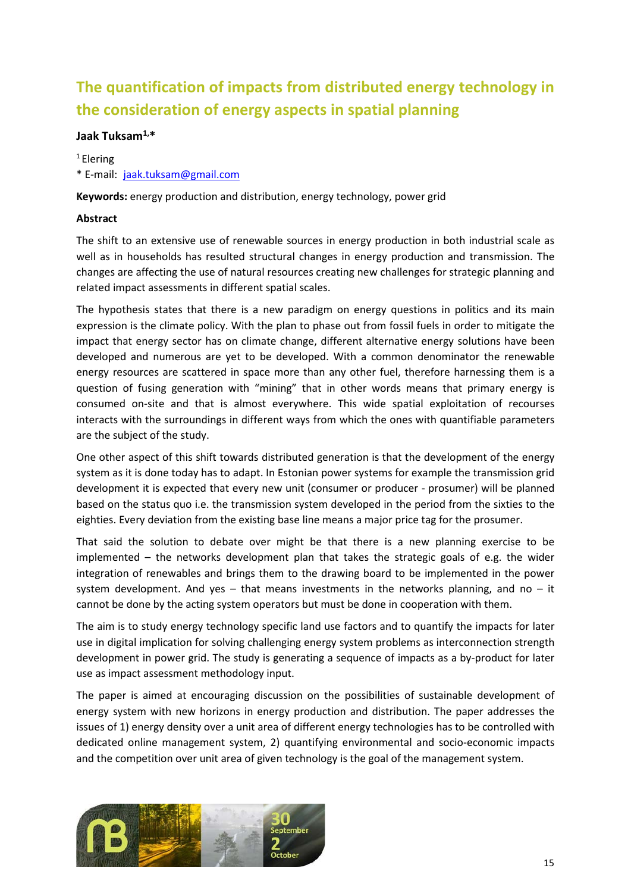# The quantification of impacts from distributed energy technology in the consideration of energy aspects in spatial planning

**Jaak Tuksam[1,*]**

[1] Elering

* E-mail: jaak.tuksam@gmail.com

**Keywords:** energy production and distribution, energy technology, power grid

**Abstract**

The shift to an extensive use of renewable sources in energy production in both industrial scale as well as in households has resulted structural changes in energy production and transmission. The changes are affecting the use of natural resources creating new challenges for strategic planning and related impact assessments in different spatial scales.

The hypothesis states that there is a new paradigm on energy questions in politics and its main expression is the climate policy. With the plan to phase out from fossil fuels in order to mitigate the impact that energy sector has on climate change, different alternative energy solutions have been developed and numerous are yet to be developed. With a common denominator the renewable energy resources are scattered in space more than any other fuel, therefore harnessing them is a question of fusing generation with "mining" that in other words means that primary energy is consumed on-site and that is almost everywhere. This wide spatial exploitation of recourses interacts with the surroundings in different ways from which the ones with quantifiable parameters are the subject of the study.

One other aspect of this shift towards distributed generation is that the development of the energy system as it is done today has to adapt. In Estonian power systems for example the transmission grid development it is expected that every new unit (consumer or producer - prosumer) will be planned based on the status quo i.e. the transmission system developed in the period from the sixties to the eighties. Every deviation from the existing base line means a major price tag for the prosumer.

That said the solution to debate over might be that there is a new planning exercise to be implemented – the networks development plan that takes the strategic goals of e.g. the wider integration of renewables and brings them to the drawing board to be implemented in the power system development. And yes – that means investments in the networks planning, and no – it cannot be done by the acting system operators but must be done in cooperation with them.

The aim is to study energy technology specific land use factors and to quantify the impacts for later use in digital implication for solving challenging energy system problems as interconnection strength development in power grid. The study is generating a sequence of impacts as a by-product for later use as impact assessment methodology input.

The paper is aimed at encouraging discussion on the possibilities of sustainable development of energy system with new horizons in energy production and distribution. The paper addresses the issues of 1) energy density over a unit area of different energy technologies has to be controlled with dedicated online management system, 2) quantifying environmental and socio-economic impacts and the competition over unit area of given technology is the goal of the management system.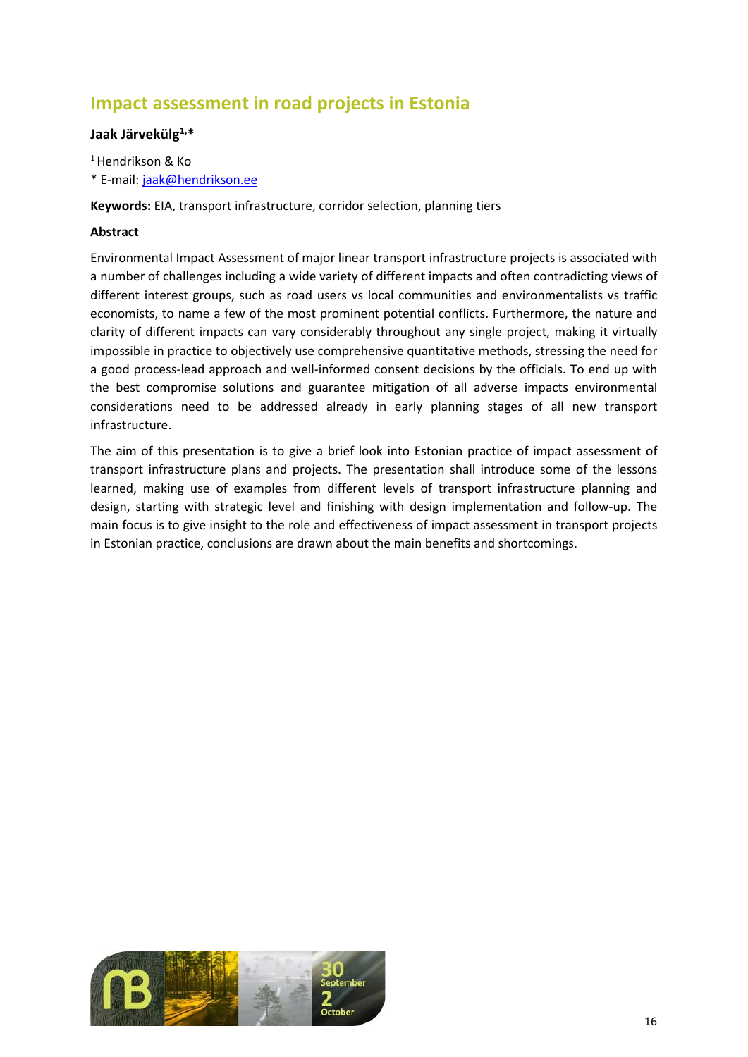## Impact assessment in road projects in Estonia

**Jaak Järvekülg[1,*]**

[1] Hendrikson & Ko

* E-mail: jaak@hendrikson.ee

**Keywords:** EIA, transport infrastructure, corridor selection, planning tiers

**Abstract**

Environmental Impact Assessment of major linear transport infrastructure projects is associated with a number of challenges including a wide variety of different impacts and often contradicting views of different interest groups, such as road users vs local communities and environmentalists vs traffic economists, to name a few of the most prominent potential conflicts. Furthermore, the nature and clarity of different impacts can vary considerably throughout any single project, making it virtually impossible in practice to objectively use comprehensive quantitative methods, stressing the need for a good process-lead approach and well-informed consent decisions by the officials. To end up with the best compromise solutions and guarantee mitigation of all adverse impacts environmental considerations need to be addressed already in early planning stages of all new transport infrastructure.

The aim of this presentation is to give a brief look into Estonian practice of impact assessment of transport infrastructure plans and projects. The presentation shall introduce some of the lessons learned, making use of examples from different levels of transport infrastructure planning and design, starting with strategic level and finishing with design implementation and follow-up. The main focus is to give insight to the role and effectiveness of impact assessment in transport projects in Estonian practice, conclusions are drawn about the main benefits and shortcomings.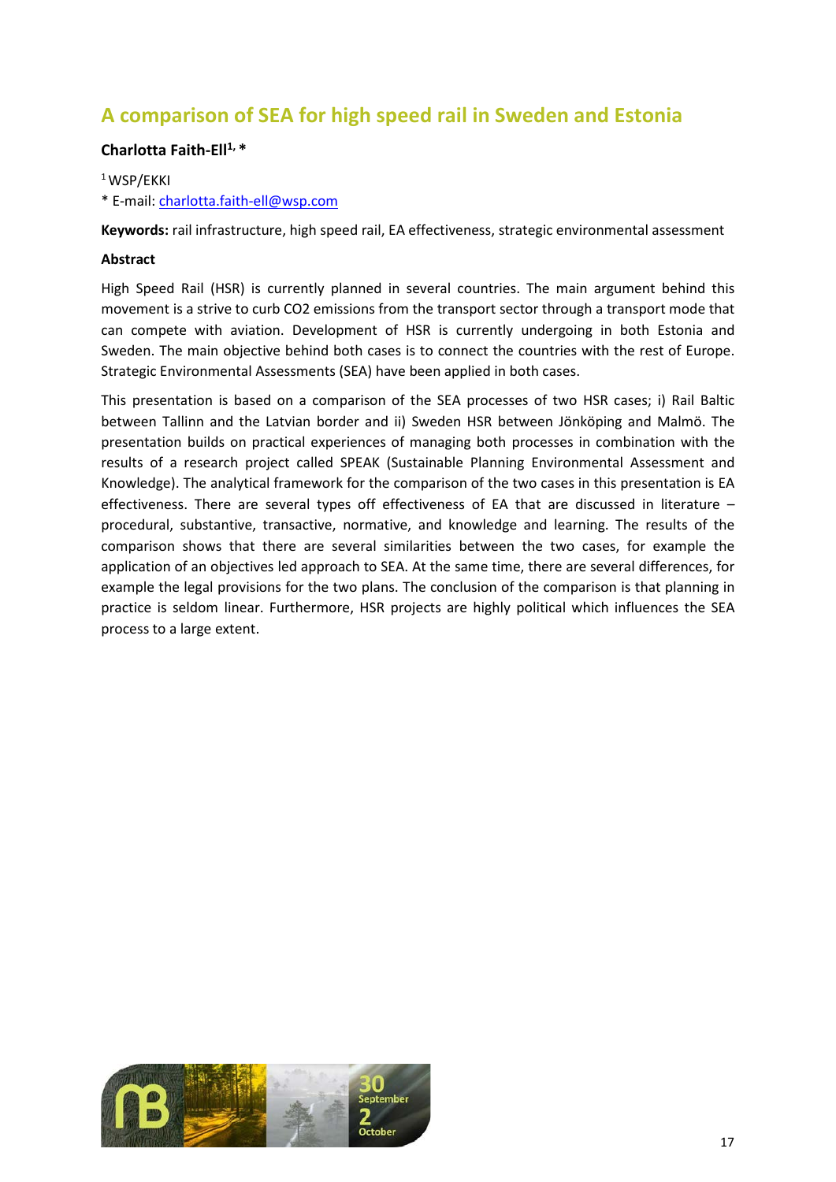# A comparison of SEA for high speed rail in Sweden and Estonia

**Charlotta Faith-Ell[1, *]**

[1] WSP/EKKI

* E-mail: charlotta.faith-ell@wsp.com

**Keywords:** rail infrastructure, high speed rail, EA effectiveness, strategic environmental assessment

**Abstract**

High Speed Rail (HSR) is currently planned in several countries. The main argument behind this movement is a strive to curb CO2 emissions from the transport sector through a transport mode that can compete with aviation. Development of HSR is currently undergoing in both Estonia and Sweden. The main objective behind both cases is to connect the countries with the rest of Europe. Strategic Environmental Assessments (SEA) have been applied in both cases.

This presentation is based on a comparison of the SEA processes of two HSR cases; i) Rail Baltic between Tallinn and the Latvian border and ii) Sweden HSR between Jönköping and Malmö. The presentation builds on practical experiences of managing both processes in combination with the results of a research project called SPEAK (Sustainable Planning Environmental Assessment and Knowledge). The analytical framework for the comparison of the two cases in this presentation is EA effectiveness. There are several types off effectiveness of EA that are discussed in literature – procedural, substantive, transactive, normative, and knowledge and learning. The results of the comparison shows that there are several similarities between the two cases, for example the application of an objectives led approach to SEA. At the same time, there are several differences, for example the legal provisions for the two plans. The conclusion of the comparison is that planning in practice is seldom linear. Furthermore, HSR projects are highly political which influences the SEA process to a large extent.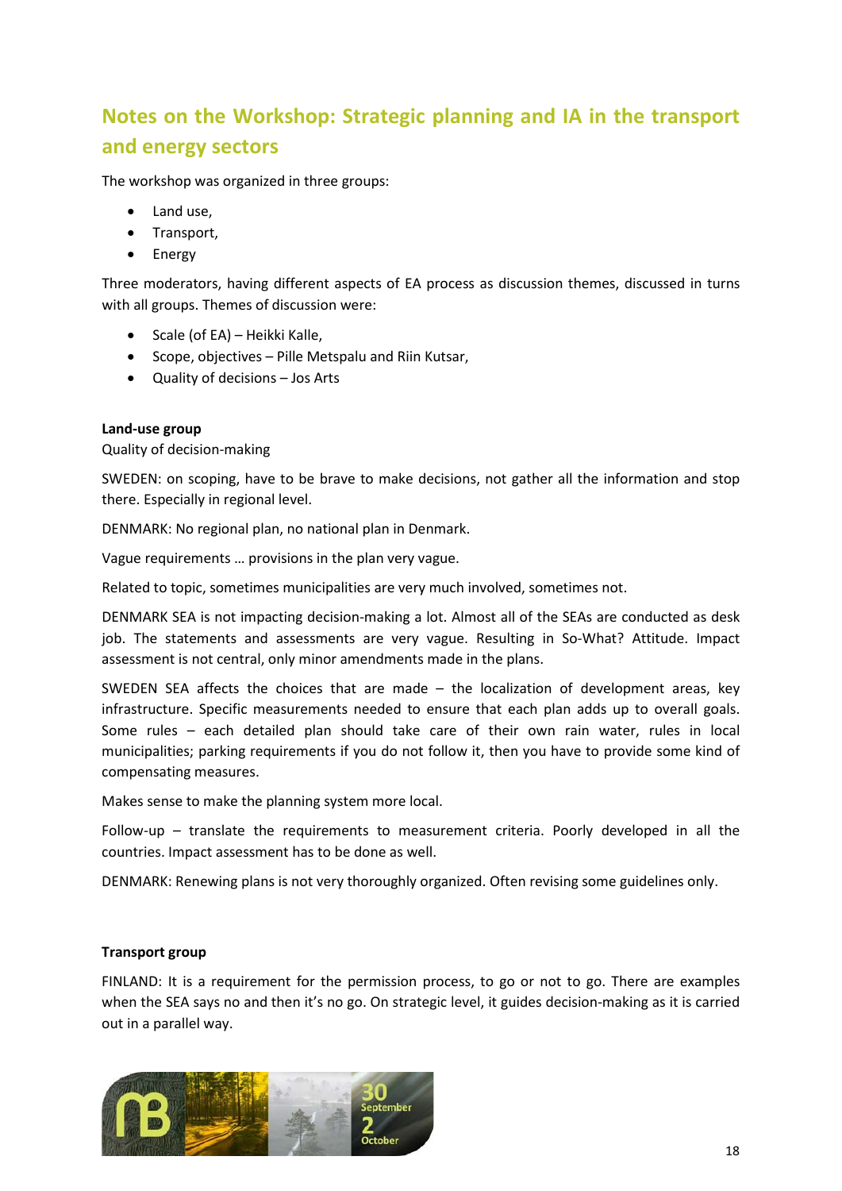## Notes on the Workshop: Strategic planning and IA in the transport and energy sectors

The workshop was organized in three groups:

- Land use,
- Transport,
- Energy

Three moderators, having different aspects of EA process as discussion themes, discussed in turns with all groups. Themes of discussion were:

- Scale (of EA) – Heikki Kalle,
- Scope, objectives – Pille Metspalu and Riin Kutsar,
- Quality of decisions – Jos Arts

**Land-use group**

Quality of decision-making

SWEDEN: on scoping, have to be brave to make decisions, not gather all the information and stop there. Especially in regional level.

DENMARK: No regional plan, no national plan in Denmark.

Vague requirements … provisions in the plan very vague.

Related to topic, sometimes municipalities are very much involved, sometimes not.

DENMARK SEA is not impacting decision-making a lot. Almost all of the SEAs are conducted as desk job. The statements and assessments are very vague. Resulting in So-What? Attitude. Impact assessment is not central, only minor amendments made in the plans.

SWEDEN SEA affects the choices that are made – the localization of development areas, key infrastructure. Specific measurements needed to ensure that each plan adds up to overall goals. Some rules – each detailed plan should take care of their own rain water, rules in local municipalities; parking requirements if you do not follow it, then you have to provide some kind of compensating measures.

Makes sense to make the planning system more local.

Follow-up – translate the requirements to measurement criteria. Poorly developed in all the countries. Impact assessment has to be done as well.

DENMARK: Renewing plans is not very thoroughly organized. Often revising some guidelines only.

**Transport group**

FINLAND: It is a requirement for the permission process, to go or not to go. There are examples when the SEA says no and then it's no go. On strategic level, it guides decision-making as it is carried out in a parallel way.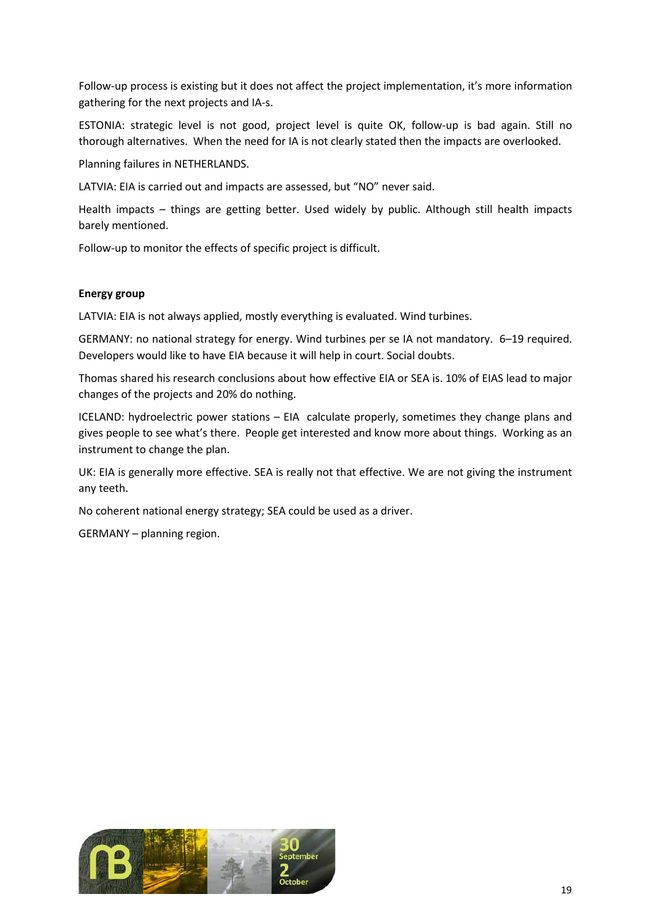Follow-up process is existing but it does not affect the project implementation, it's more information gathering for the next projects and IA-s.

ESTONIA: strategic level is not good, project level is quite OK, follow-up is bad again. Still no thorough alternatives. When the need for IA is not clearly stated then the impacts are overlooked.

Planning failures in NETHERLANDS.

LATVIA: EIA is carried out and impacts are assessed, but "NO" never said.

Health impacts – things are getting better. Used widely by public. Although still health impacts barely mentioned.

Follow-up to monitor the effects of specific project is difficult.

**Energy group**

LATVIA: EIA is not always applied, mostly everything is evaluated. Wind turbines.

GERMANY: no national strategy for energy. Wind turbines per se IA not mandatory. 6–19 required. Developers would like to have EIA because it will help in court. Social doubts.

Thomas shared his research conclusions about how effective EIA or SEA is. 10% of EIAS lead to major changes of the projects and 20% do nothing.

ICELAND: hydroelectric power stations – EIA calculate properly, sometimes they change plans and gives people to see what's there. People get interested and know more about things. Working as an instrument to change the plan.

UK: EIA is generally more effective. SEA is really not that effective. We are not giving the instrument any teeth.

No coherent national energy strategy; SEA could be used as a driver.

GERMANY – planning region.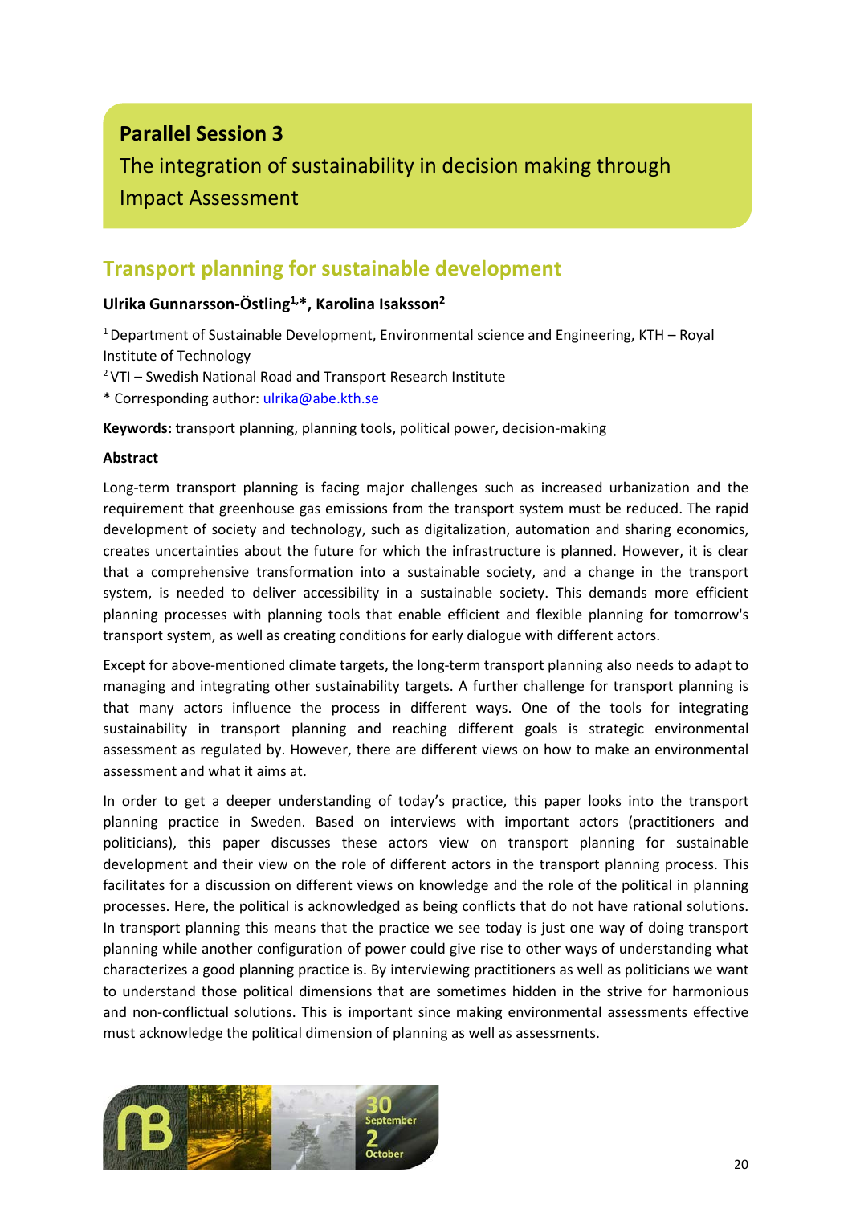**Parallel Session 3**

The integration of sustainability in decision making through Impact Assessment

## Transport planning for sustainable development

**Ulrika Gunnarsson-Östling[1,*], Karolina Isaksson[2]**

[1] Department of Sustainable Development, Environmental science and Engineering, KTH – Royal Institute of Technology

[2] VTI – Swedish National Road and Transport Research Institute

* Corresponding author: ulrika@abe.kth.se

**Keywords:** transport planning, planning tools, political power, decision-making

**Abstract**

Long-term transport planning is facing major challenges such as increased urbanization and the requirement that greenhouse gas emissions from the transport system must be reduced. The rapid development of society and technology, such as digitalization, automation and sharing economics, creates uncertainties about the future for which the infrastructure is planned. However, it is clear that a comprehensive transformation into a sustainable society, and a change in the transport system, is needed to deliver accessibility in a sustainable society. This demands more efficient planning processes with planning tools that enable efficient and flexible planning for tomorrow's transport system, as well as creating conditions for early dialogue with different actors.

Except for above-mentioned climate targets, the long-term transport planning also needs to adapt to managing and integrating other sustainability targets. A further challenge for transport planning is that many actors influence the process in different ways. One of the tools for integrating sustainability in transport planning and reaching different goals is strategic environmental assessment as regulated by. However, there are different views on how to make an environmental assessment and what it aims at.

In order to get a deeper understanding of today's practice, this paper looks into the transport planning practice in Sweden. Based on interviews with important actors (practitioners and politicians), this paper discusses these actors view on transport planning for sustainable development and their view on the role of different actors in the transport planning process. This facilitates for a discussion on different views on knowledge and the role of the political in planning processes. Here, the political is acknowledged as being conflicts that do not have rational solutions. In transport planning this means that the practice we see today is just one way of doing transport planning while another configuration of power could give rise to other ways of understanding what characterizes a good planning practice is. By interviewing practitioners as well as politicians we want to understand those political dimensions that are sometimes hidden in the strive for harmonious and non-conflictual solutions. This is important since making environmental assessments effective must acknowledge the political dimension of planning as well as assessments.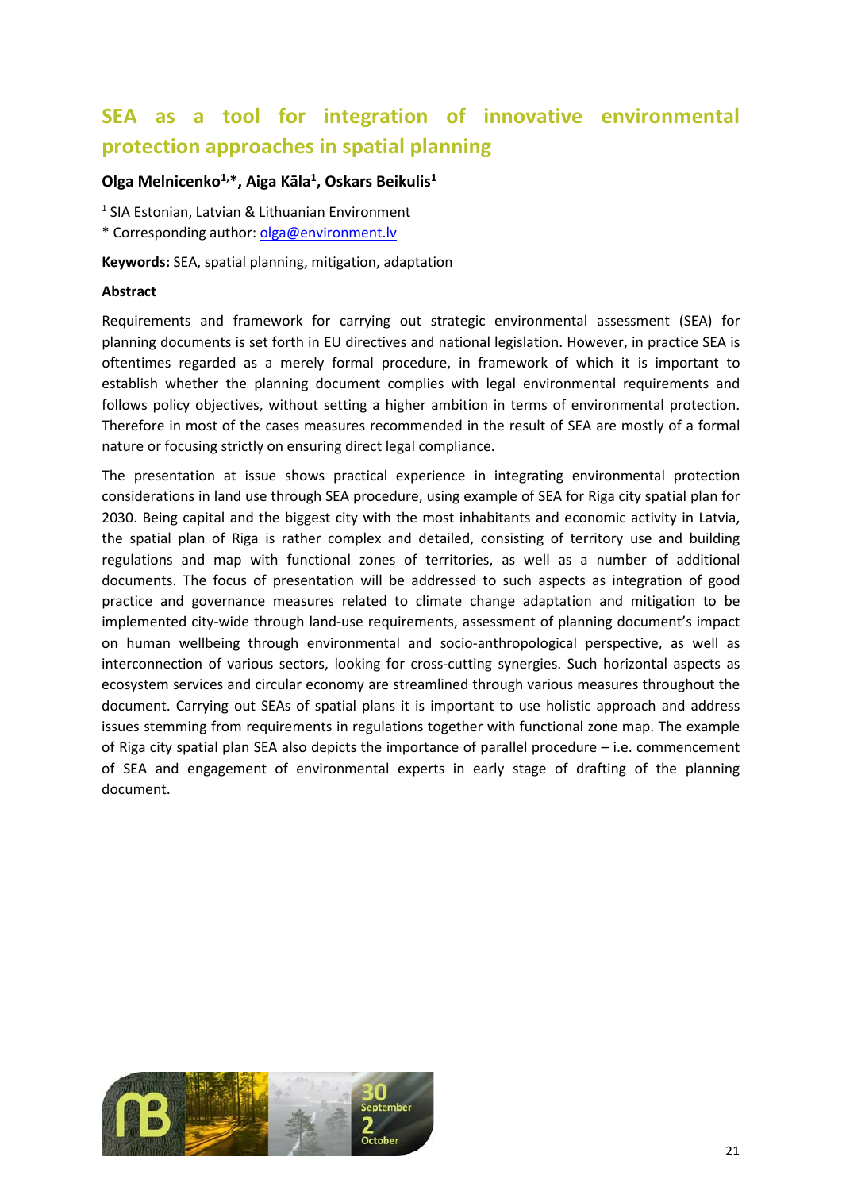# SEA as a tool for integration of innovative environmental protection approaches in spatial planning

**Olga Melnicenko[1,*], Aiga Kāla[1], Oskars Beikulis[1]**

[1] SIA Estonian, Latvian & Lithuanian Environment

* Corresponding author: olga@environment.lv

**Keywords:** SEA, spatial planning, mitigation, adaptation

**Abstract**

Requirements and framework for carrying out strategic environmental assessment (SEA) for planning documents is set forth in EU directives and national legislation. However, in practice SEA is oftentimes regarded as a merely formal procedure, in framework of which it is important to establish whether the planning document complies with legal environmental requirements and follows policy objectives, without setting a higher ambition in terms of environmental protection. Therefore in most of the cases measures recommended in the result of SEA are mostly of a formal nature or focusing strictly on ensuring direct legal compliance.

The presentation at issue shows practical experience in integrating environmental protection considerations in land use through SEA procedure, using example of SEA for Riga city spatial plan for 2030. Being capital and the biggest city with the most inhabitants and economic activity in Latvia, the spatial plan of Riga is rather complex and detailed, consisting of territory use and building regulations and map with functional zones of territories, as well as a number of additional documents. The focus of presentation will be addressed to such aspects as integration of good practice and governance measures related to climate change adaptation and mitigation to be implemented city-wide through land-use requirements, assessment of planning document's impact on human wellbeing through environmental and socio-anthropological perspective, as well as interconnection of various sectors, looking for cross-cutting synergies. Such horizontal aspects as ecosystem services and circular economy are streamlined through various measures throughout the document. Carrying out SEAs of spatial plans it is important to use holistic approach and address issues stemming from requirements in regulations together with functional zone map. The example of Riga city spatial plan SEA also depicts the importance of parallel procedure – i.e. commencement of SEA and engagement of environmental experts in early stage of drafting of the planning document.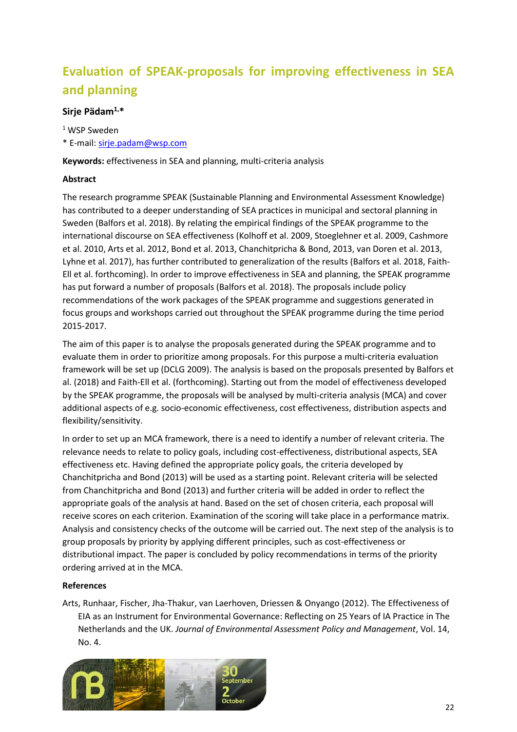# Evaluation of SPEAK-proposals for improving effectiveness in SEA and planning

**Sirje Pädam[1,*]**

[1] WSP Sweden

* E-mail: sirje.padam@wsp.com

**Keywords:** effectiveness in SEA and planning, multi-criteria analysis

**Abstract**

The research programme SPEAK (Sustainable Planning and Environmental Assessment Knowledge) has contributed to a deeper understanding of SEA practices in municipal and sectoral planning in Sweden (Balfors et al. 2018). By relating the empirical findings of the SPEAK programme to the international discourse on SEA effectiveness (Kolhoff et al. 2009, Stoeglehner et al. 2009, Cashmore et al. 2010, Arts et al. 2012, Bond et al. 2013, Chanchitpricha & Bond, 2013, van Doren et al. 2013, Lyhne et al. 2017), has further contributed to generalization of the results (Balfors et al. 2018, Faith-Ell et al. forthcoming). In order to improve effectiveness in SEA and planning, the SPEAK programme has put forward a number of proposals (Balfors et al. 2018). The proposals include policy recommendations of the work packages of the SPEAK programme and suggestions generated in focus groups and workshops carried out throughout the SPEAK programme during the time period 2015-2017.

The aim of this paper is to analyse the proposals generated during the SPEAK programme and to evaluate them in order to prioritize among proposals. For this purpose a multi-criteria evaluation framework will be set up (DCLG 2009). The analysis is based on the proposals presented by Balfors et al. (2018) and Faith-Ell et al. (forthcoming). Starting out from the model of effectiveness developed by the SPEAK programme, the proposals will be analysed by multi-criteria analysis (MCA) and cover additional aspects of e.g. socio-economic effectiveness, cost effectiveness, distribution aspects and flexibility/sensitivity.

In order to set up an MCA framework, there is a need to identify a number of relevant criteria. The relevance needs to relate to policy goals, including cost-effectiveness, distributional aspects, SEA effectiveness etc. Having defined the appropriate policy goals, the criteria developed by Chanchitpricha and Bond (2013) will be used as a starting point. Relevant criteria will be selected from Chanchitpricha and Bond (2013) and further criteria will be added in order to reflect the appropriate goals of the analysis at hand. Based on the set of chosen criteria, each proposal will receive scores on each criterion. Examination of the scoring will take place in a performance matrix. Analysis and consistency checks of the outcome will be carried out. The next step of the analysis is to group proposals by priority by applying different principles, such as cost-effectiveness or distributional impact. The paper is concluded by policy recommendations in terms of the priority ordering arrived at in the MCA.

**References**

Arts, Runhaar, Fischer, Jha-Thakur, van Laerhoven, Driessen & Onyango (2012). The Effectiveness of EIA as an Instrument for Environmental Governance: Reflecting on 25 Years of IA Practice in The Netherlands and the UK. *Journal of Environmental Assessment Policy and Management*, Vol. 14, No. 4.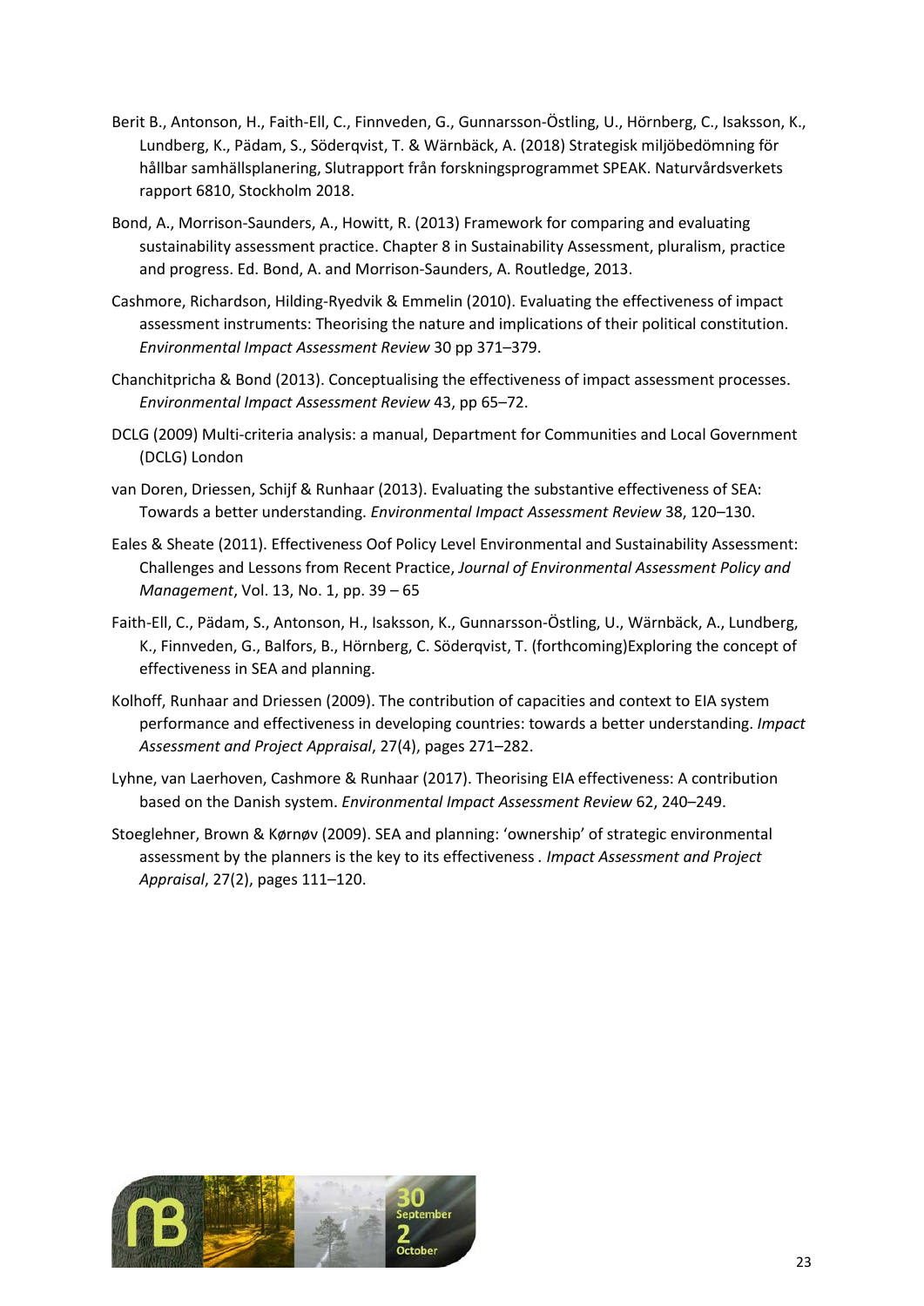Berit B., Antonson, H., Faith-Ell, C., Finnveden, G., Gunnarsson-Östling, U., Hörnberg, C., Isaksson, K., Lundberg, K., Pädam, S., Söderqvist, T. & Wärnbäck, A. (2018) Strategisk miljöbedömning för hållbar samhällsplanering, Slutrapport från forskningsprogrammet SPEAK. Naturvårdsverkets rapport 6810, Stockholm 2018.

Bond, A., Morrison-Saunders, A., Howitt, R. (2013) Framework for comparing and evaluating sustainability assessment practice. Chapter 8 in Sustainability Assessment, pluralism, practice and progress. Ed. Bond, A. and Morrison-Saunders, A. Routledge, 2013.

Cashmore, Richardson, Hilding-Ryedvik & Emmelin (2010). Evaluating the effectiveness of impact assessment instruments: Theorising the nature and implications of their political constitution. *Environmental Impact Assessment Review* 30 pp 371–379.

Chanchitpricha & Bond (2013). Conceptualising the effectiveness of impact assessment processes. *Environmental Impact Assessment Review* 43, pp 65–72.

DCLG (2009) Multi-criteria analysis: a manual, Department for Communities and Local Government (DCLG) London

van Doren, Driessen, Schijf & Runhaar (2013). Evaluating the substantive effectiveness of SEA: Towards a better understanding. *Environmental Impact Assessment Review* 38, 120–130.

Eales & Sheate (2011). Effectiveness Oof Policy Level Environmental and Sustainability Assessment: Challenges and Lessons from Recent Practice, *Journal of Environmental Assessment Policy and Management*, Vol. 13, No. 1, pp. 39 – 65

Faith-Ell, C., Pädam, S., Antonson, H., Isaksson, K., Gunnarsson-Östling, U., Wärnbäck, A., Lundberg, K., Finnveden, G., Balfors, B., Hörnberg, C. Söderqvist, T. (forthcoming)Exploring the concept of effectiveness in SEA and planning.

Kolhoff, Runhaar and Driessen (2009). The contribution of capacities and context to EIA system performance and effectiveness in developing countries: towards a better understanding. *Impact Assessment and Project Appraisal*, 27(4), pages 271–282.

Lyhne, van Laerhoven, Cashmore & Runhaar (2017). Theorising EIA effectiveness: A contribution based on the Danish system. *Environmental Impact Assessment Review* 62, 240–249.

Stoeglehner, Brown & Kørnøv (2009). SEA and planning: 'ownership' of strategic environmental assessment by the planners is the key to its effectiveness . *Impact Assessment and Project Appraisal*, 27(2), pages 111–120.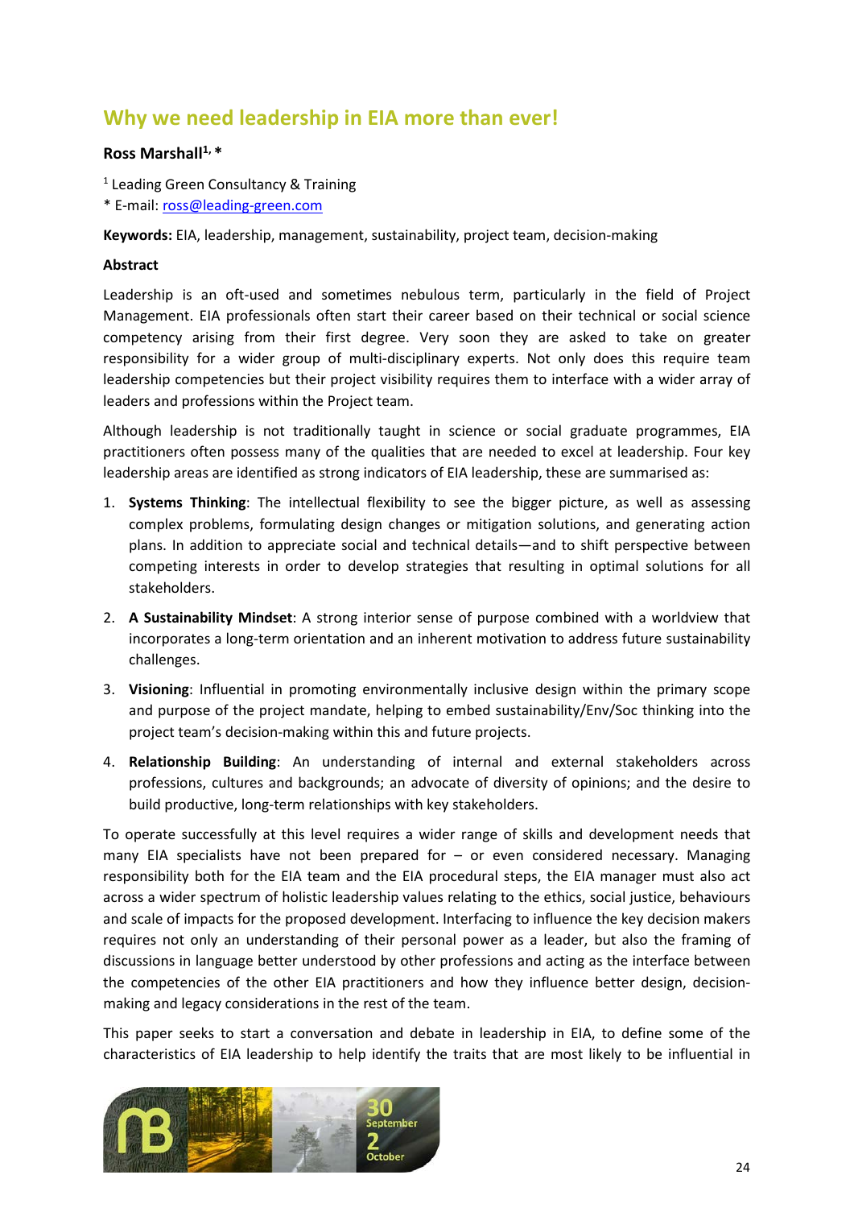## Why we need leadership in EIA more than ever!

**Ross Marshall[1, *]**

[1] Leading Green Consultancy & Training
* E-mail: ross@leading-green.com

**Keywords:** EIA, leadership, management, sustainability, project team, decision-making

**Abstract**

Leadership is an oft-used and sometimes nebulous term, particularly in the field of Project Management. EIA professionals often start their career based on their technical or social science competency arising from their first degree. Very soon they are asked to take on greater responsibility for a wider group of multi-disciplinary experts. Not only does this require team leadership competencies but their project visibility requires them to interface with a wider array of leaders and professions within the Project team.

Although leadership is not traditionally taught in science or social graduate programmes, EIA practitioners often possess many of the qualities that are needed to excel at leadership. Four key leadership areas are identified as strong indicators of EIA leadership, these are summarised as:

1. **Systems Thinking**: The intellectual flexibility to see the bigger picture, as well as assessing complex problems, formulating design changes or mitigation solutions, and generating action plans. In addition to appreciate social and technical details—and to shift perspective between competing interests in order to develop strategies that resulting in optimal solutions for all stakeholders.
2. **A Sustainability Mindset**: A strong interior sense of purpose combined with a worldview that incorporates a long-term orientation and an inherent motivation to address future sustainability challenges.
3. **Visioning**: Influential in promoting environmentally inclusive design within the primary scope and purpose of the project mandate, helping to embed sustainability/Env/Soc thinking into the project team's decision-making within this and future projects.
4. **Relationship Building**: An understanding of internal and external stakeholders across professions, cultures and backgrounds; an advocate of diversity of opinions; and the desire to build productive, long-term relationships with key stakeholders.

To operate successfully at this level requires a wider range of skills and development needs that many EIA specialists have not been prepared for – or even considered necessary. Managing responsibility both for the EIA team and the EIA procedural steps, the EIA manager must also act across a wider spectrum of holistic leadership values relating to the ethics, social justice, behaviours and scale of impacts for the proposed development. Interfacing to influence the key decision makers requires not only an understanding of their personal power as a leader, but also the framing of discussions in language better understood by other professions and acting as the interface between the competencies of the other EIA practitioners and how they influence better design, decision-making and legacy considerations in the rest of the team.

This paper seeks to start a conversation and debate in leadership in EIA, to define some of the characteristics of EIA leadership to help identify the traits that are most likely to be influential in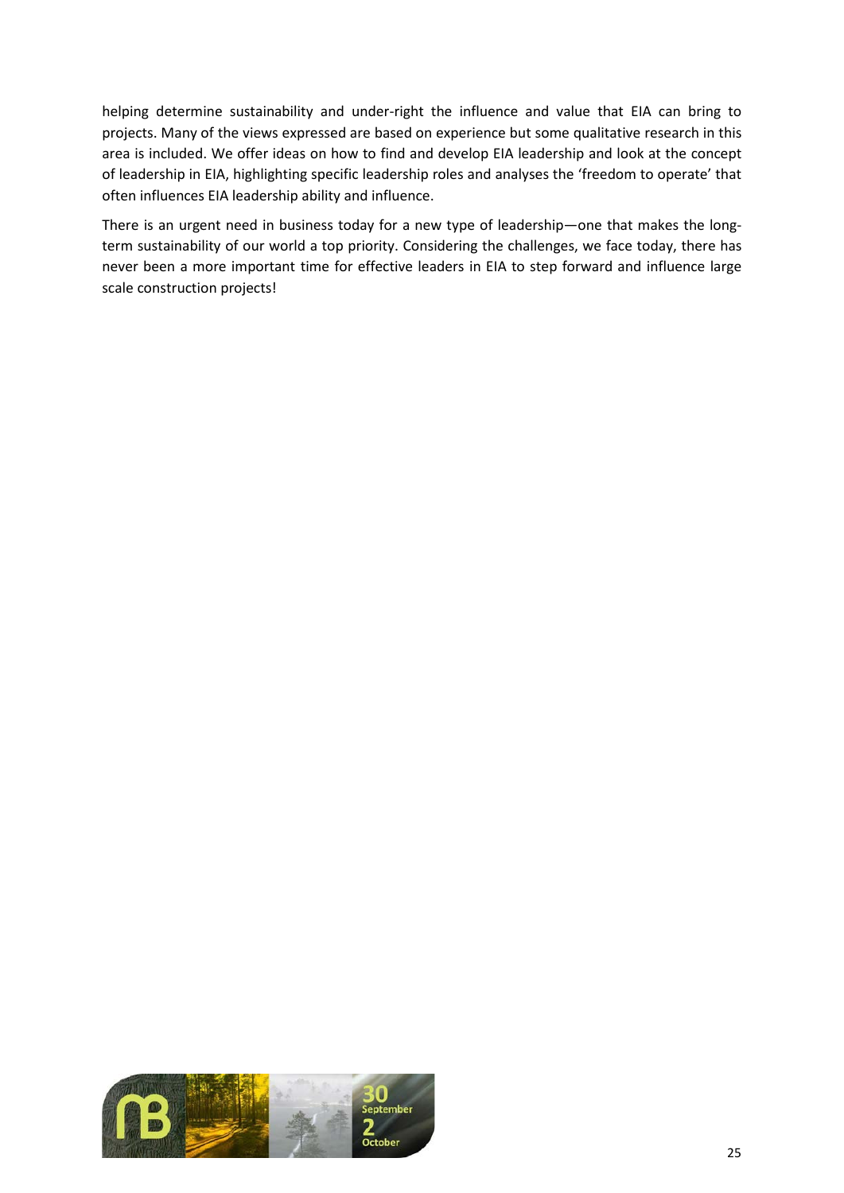helping determine sustainability and under-right the influence and value that EIA can bring to projects. Many of the views expressed are based on experience but some qualitative research in this area is included. We offer ideas on how to find and develop EIA leadership and look at the concept of leadership in EIA, highlighting specific leadership roles and analyses the 'freedom to operate' that often influences EIA leadership ability and influence.

There is an urgent need in business today for a new type of leadership—one that makes the long-term sustainability of our world a top priority. Considering the challenges, we face today, there has never been a more important time for effective leaders in EIA to step forward and influence large scale construction projects!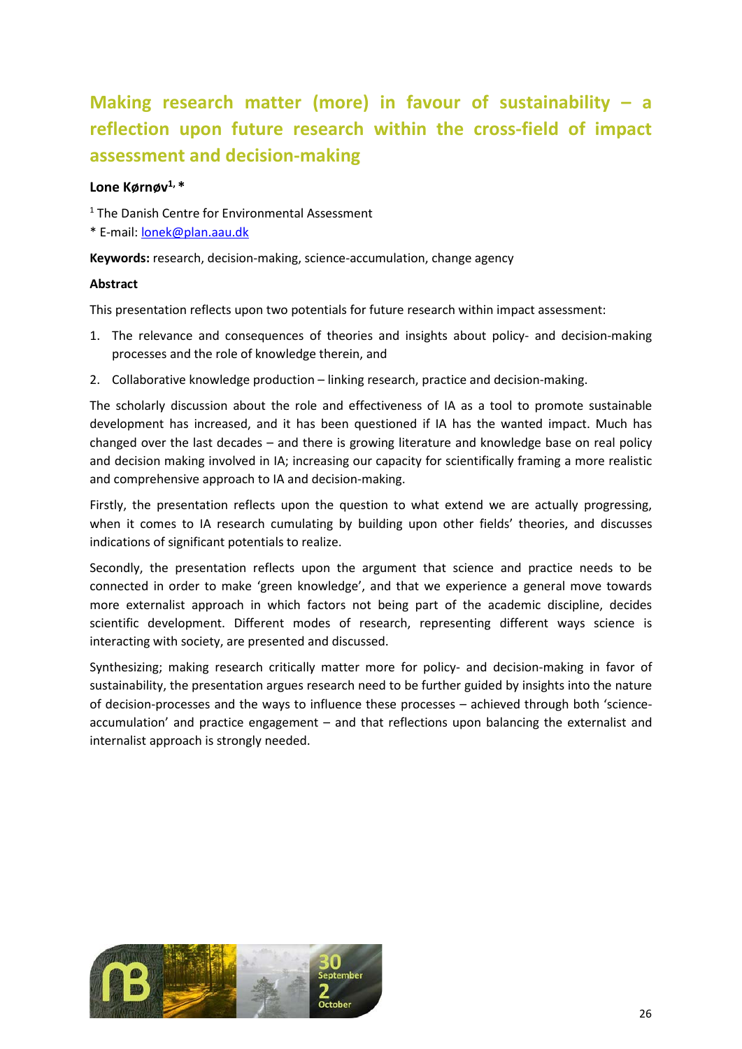# Making research matter (more) in favour of sustainability – a reflection upon future research within the cross-field of impact assessment and decision-making

**Lone Kørnøv[1, *]**

[1] The Danish Centre for Environmental Assessment

* E-mail: lonek@plan.aau.dk

**Keywords:** research, decision-making, science-accumulation, change agency

**Abstract**

This presentation reflects upon two potentials for future research within impact assessment:

1. The relevance and consequences of theories and insights about policy- and decision-making processes and the role of knowledge therein, and
2. Collaborative knowledge production – linking research, practice and decision-making.

The scholarly discussion about the role and effectiveness of IA as a tool to promote sustainable development has increased, and it has been questioned if IA has the wanted impact. Much has changed over the last decades – and there is growing literature and knowledge base on real policy and decision making involved in IA; increasing our capacity for scientifically framing a more realistic and comprehensive approach to IA and decision-making.

Firstly, the presentation reflects upon the question to what extend we are actually progressing, when it comes to IA research cumulating by building upon other fields' theories, and discusses indications of significant potentials to realize.

Secondly, the presentation reflects upon the argument that science and practice needs to be connected in order to make 'green knowledge', and that we experience a general move towards more externalist approach in which factors not being part of the academic discipline, decides scientific development. Different modes of research, representing different ways science is interacting with society, are presented and discussed.

Synthesizing; making research critically matter more for policy- and decision-making in favor of sustainability, the presentation argues research need to be further guided by insights into the nature of decision-processes and the ways to influence these processes – achieved through both 'science-accumulation' and practice engagement – and that reflections upon balancing the externalist and internalist approach is strongly needed.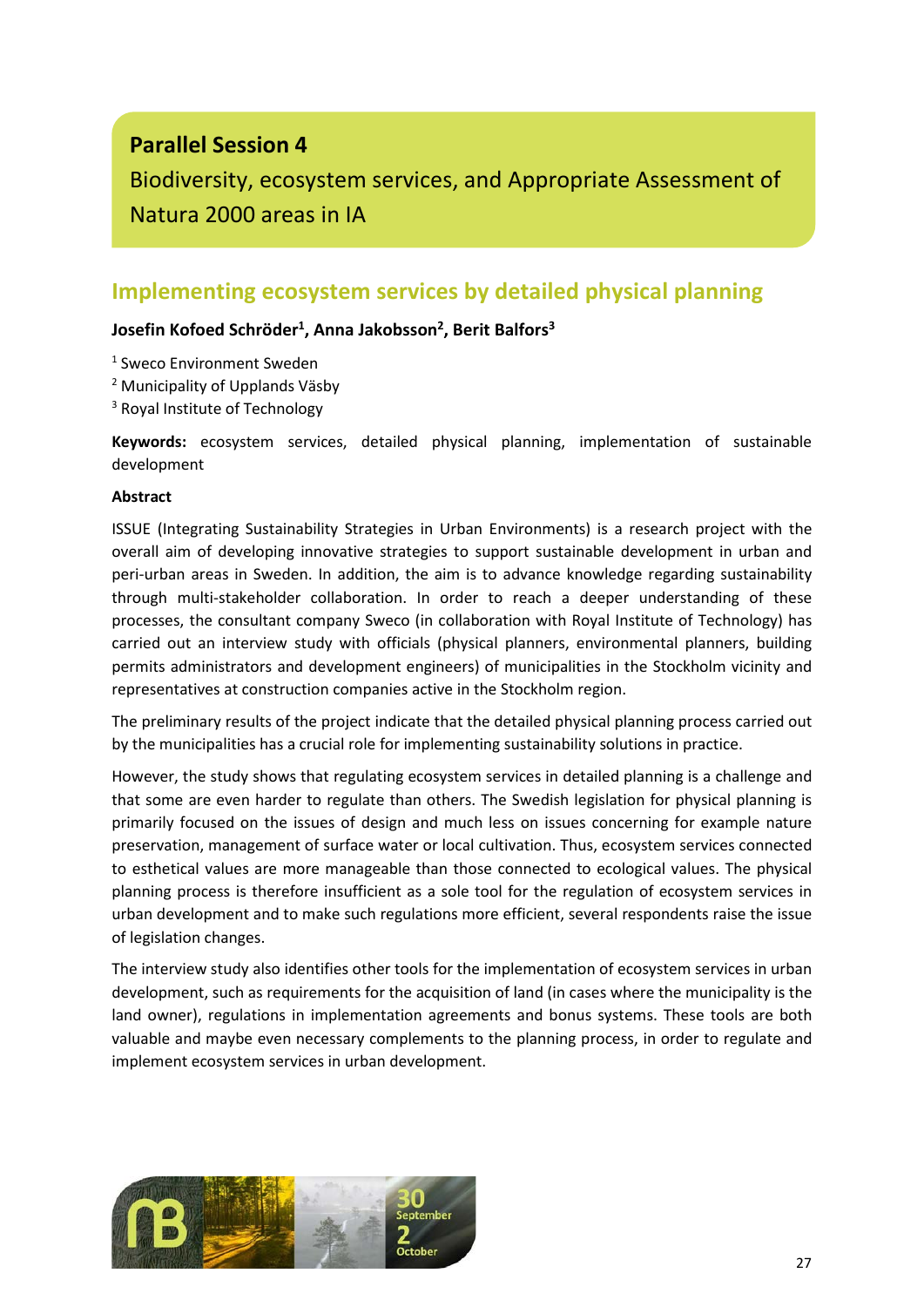## Parallel Session 4

Biodiversity, ecosystem services, and Appropriate Assessment of Natura 2000 areas in IA

# Implementing ecosystem services by detailed physical planning

**Josefin Kofoed Schröder[1], Anna Jakobsson[2], Berit Balfors[3]**

[1] Sweco Environment Sweden

[2] Municipality of Upplands Väsby

[3] Royal Institute of Technology

**Keywords:** ecosystem services, detailed physical planning, implementation of sustainable development

**Abstract**

ISSUE (Integrating Sustainability Strategies in Urban Environments) is a research project with the overall aim of developing innovative strategies to support sustainable development in urban and peri-urban areas in Sweden. In addition, the aim is to advance knowledge regarding sustainability through multi-stakeholder collaboration. In order to reach a deeper understanding of these processes, the consultant company Sweco (in collaboration with Royal Institute of Technology) has carried out an interview study with officials (physical planners, environmental planners, building permits administrators and development engineers) of municipalities in the Stockholm vicinity and representatives at construction companies active in the Stockholm region.

The preliminary results of the project indicate that the detailed physical planning process carried out by the municipalities has a crucial role for implementing sustainability solutions in practice.

However, the study shows that regulating ecosystem services in detailed planning is a challenge and that some are even harder to regulate than others. The Swedish legislation for physical planning is primarily focused on the issues of design and much less on issues concerning for example nature preservation, management of surface water or local cultivation. Thus, ecosystem services connected to esthetical values are more manageable than those connected to ecological values. The physical planning process is therefore insufficient as a sole tool for the regulation of ecosystem services in urban development and to make such regulations more efficient, several respondents raise the issue of legislation changes.

The interview study also identifies other tools for the implementation of ecosystem services in urban development, such as requirements for the acquisition of land (in cases where the municipality is the land owner), regulations in implementation agreements and bonus systems. These tools are both valuable and maybe even necessary complements to the planning process, in order to regulate and implement ecosystem services in urban development.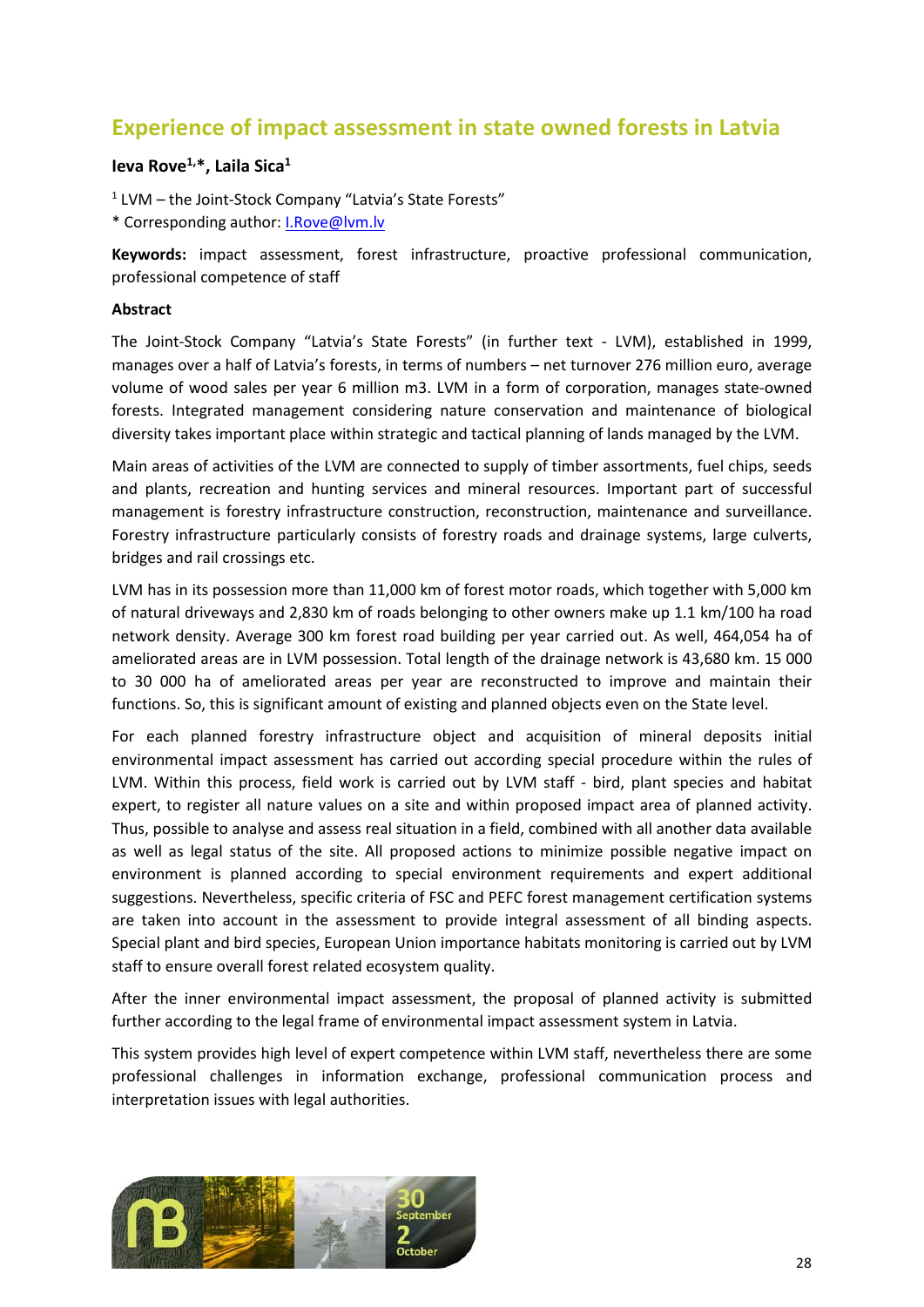# Experience of impact assessment in state owned forests in Latvia

**Ieva Rove[1,*], Laila Sica[1]**

[1] LVM – the Joint-Stock Company "Latvia's State Forests"

* Corresponding author: I.Rove@lvm.lv

**Keywords:** impact assessment, forest infrastructure, proactive professional communication, professional competence of staff

**Abstract**

The Joint-Stock Company "Latvia's State Forests" (in further text - LVM), established in 1999, manages over a half of Latvia's forests, in terms of numbers – net turnover 276 million euro, average volume of wood sales per year 6 million m3. LVM in a form of corporation, manages state-owned forests. Integrated management considering nature conservation and maintenance of biological diversity takes important place within strategic and tactical planning of lands managed by the LVM.

Main areas of activities of the LVM are connected to supply of timber assortments, fuel chips, seeds and plants, recreation and hunting services and mineral resources. Important part of successful management is forestry infrastructure construction, reconstruction, maintenance and surveillance. Forestry infrastructure particularly consists of forestry roads and drainage systems, large culverts, bridges and rail crossings etc.

LVM has in its possession more than 11,000 km of forest motor roads, which together with 5,000 km of natural driveways and 2,830 km of roads belonging to other owners make up 1.1 km/100 ha road network density. Average 300 km forest road building per year carried out. As well, 464,054 ha of ameliorated areas are in LVM possession. Total length of the drainage network is 43,680 km. 15 000 to 30 000 ha of ameliorated areas per year are reconstructed to improve and maintain their functions. So, this is significant amount of existing and planned objects even on the State level.

For each planned forestry infrastructure object and acquisition of mineral deposits initial environmental impact assessment has carried out according special procedure within the rules of LVM. Within this process, field work is carried out by LVM staff - bird, plant species and habitat expert, to register all nature values on a site and within proposed impact area of planned activity. Thus, possible to analyse and assess real situation in a field, combined with all another data available as well as legal status of the site. All proposed actions to minimize possible negative impact on environment is planned according to special environment requirements and expert additional suggestions. Nevertheless, specific criteria of FSC and PEFC forest management certification systems are taken into account in the assessment to provide integral assessment of all binding aspects. Special plant and bird species, European Union importance habitats monitoring is carried out by LVM staff to ensure overall forest related ecosystem quality.

After the inner environmental impact assessment, the proposal of planned activity is submitted further according to the legal frame of environmental impact assessment system in Latvia.

This system provides high level of expert competence within LVM staff, nevertheless there are some professional challenges in information exchange, professional communication process and interpretation issues with legal authorities.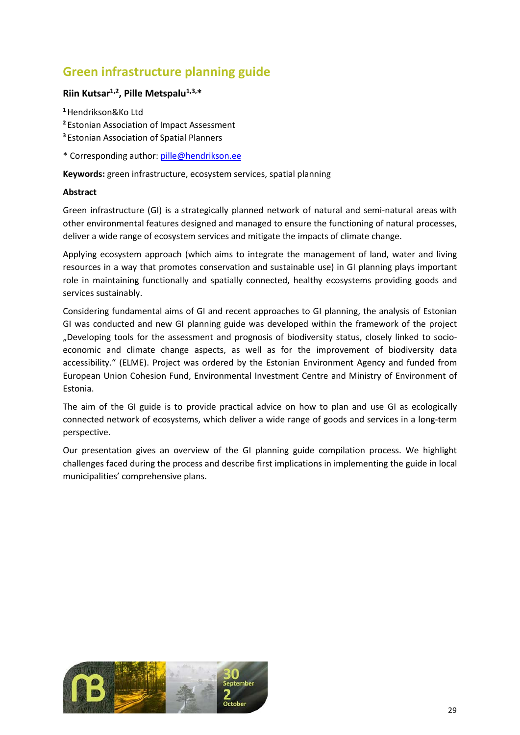# Green infrastructure planning guide

**Riin Kutsar[1,2], Pille Metspalu[1,3,*]**

[1] Hendrikson&Ko Ltd
[2] Estonian Association of Impact Assessment
[3] Estonian Association of Spatial Planners

* Corresponding author: pille@hendrikson.ee

**Keywords:** green infrastructure, ecosystem services, spatial planning

**Abstract**

Green infrastructure (GI) is a strategically planned network of natural and semi-natural areas with other environmental features designed and managed to ensure the functioning of natural processes, deliver a wide range of ecosystem services and mitigate the impacts of climate change.

Applying ecosystem approach (which aims to integrate the management of land, water and living resources in a way that promotes conservation and sustainable use) in GI planning plays important role in maintaining functionally and spatially connected, healthy ecosystems providing goods and services sustainably.

Considering fundamental aims of GI and recent approaches to GI planning, the analysis of Estonian GI was conducted and new GI planning guide was developed within the framework of the project „Developing tools for the assessment and prognosis of biodiversity status, closely linked to socio-economic and climate change aspects, as well as for the improvement of biodiversity data accessibility." (ELME). Project was ordered by the Estonian Environment Agency and funded from European Union Cohesion Fund, Environmental Investment Centre and Ministry of Environment of Estonia.

The aim of the GI guide is to provide practical advice on how to plan and use GI as ecologically connected network of ecosystems, which deliver a wide range of goods and services in a long-term perspective.

Our presentation gives an overview of the GI planning guide compilation process. We highlight challenges faced during the process and describe first implications in implementing the guide in local municipalities' comprehensive plans.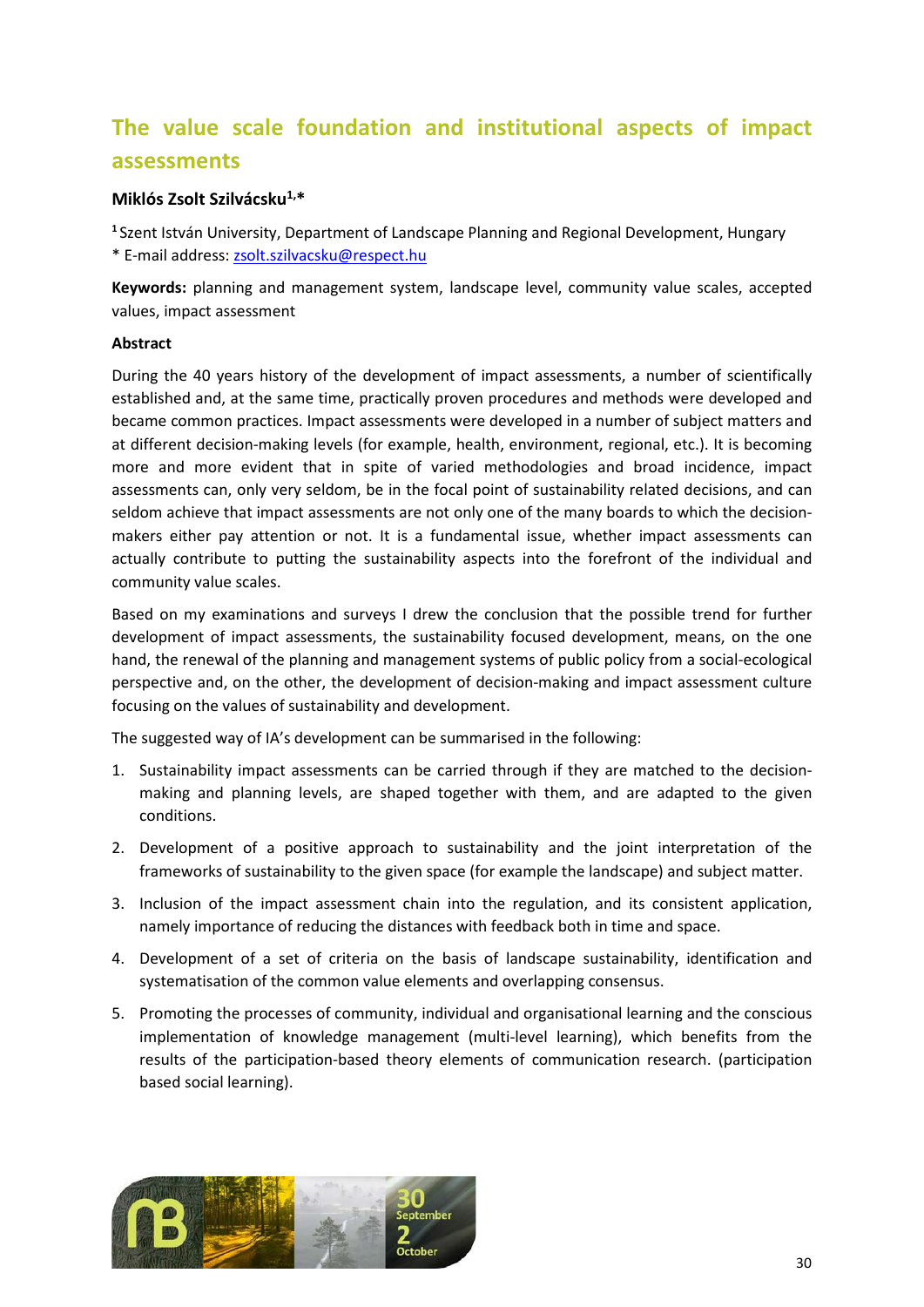# The value scale foundation and institutional aspects of impact assessments

**Miklós Zsolt Szilvácsku[1,*]**

[1] Szent István University, Department of Landscape Planning and Regional Development, Hungary
* E-mail address: zsolt.szilvacsku@respect.hu

**Keywords:** planning and management system, landscape level, community value scales, accepted values, impact assessment

**Abstract**

During the 40 years history of the development of impact assessments, a number of scientifically established and, at the same time, practically proven procedures and methods were developed and became common practices. Impact assessments were developed in a number of subject matters and at different decision-making levels (for example, health, environment, regional, etc.). It is becoming more and more evident that in spite of varied methodologies and broad incidence, impact assessments can, only very seldom, be in the focal point of sustainability related decisions, and can seldom achieve that impact assessments are not only one of the many boards to which the decision-makers either pay attention or not. It is a fundamental issue, whether impact assessments can actually contribute to putting the sustainability aspects into the forefront of the individual and community value scales.

Based on my examinations and surveys I drew the conclusion that the possible trend for further development of impact assessments, the sustainability focused development, means, on the one hand, the renewal of the planning and management systems of public policy from a social-ecological perspective and, on the other, the development of decision-making and impact assessment culture focusing on the values of sustainability and development.

The suggested way of IA's development can be summarised in the following:

1. Sustainability impact assessments can be carried through if they are matched to the decision-making and planning levels, are shaped together with them, and are adapted to the given conditions.
2. Development of a positive approach to sustainability and the joint interpretation of the frameworks of sustainability to the given space (for example the landscape) and subject matter.
3. Inclusion of the impact assessment chain into the regulation, and its consistent application, namely importance of reducing the distances with feedback both in time and space.
4. Development of a set of criteria on the basis of landscape sustainability, identification and systematisation of the common value elements and overlapping consensus.
5. Promoting the processes of community, individual and organisational learning and the conscious implementation of knowledge management (multi-level learning), which benefits from the results of the participation-based theory elements of communication research. (participation based social learning).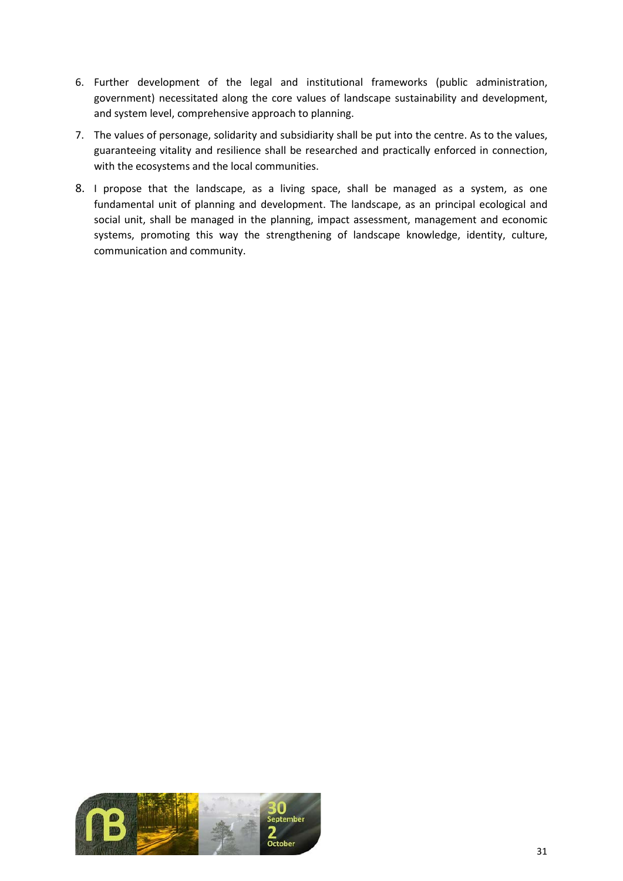6. Further development of the legal and institutional frameworks (public administration, government) necessitated along the core values of landscape sustainability and development, and system level, comprehensive approach to planning.
7. The values of personage, solidarity and subsidiarity shall be put into the centre. As to the values, guaranteeing vitality and resilience shall be researched and practically enforced in connection, with the ecosystems and the local communities.
8. I propose that the landscape, as a living space, shall be managed as a system, as one fundamental unit of planning and development. The landscape, as an principal ecological and social unit, shall be managed in the planning, impact assessment, management and economic systems, promoting this way the strengthening of landscape knowledge, identity, culture, communication and community.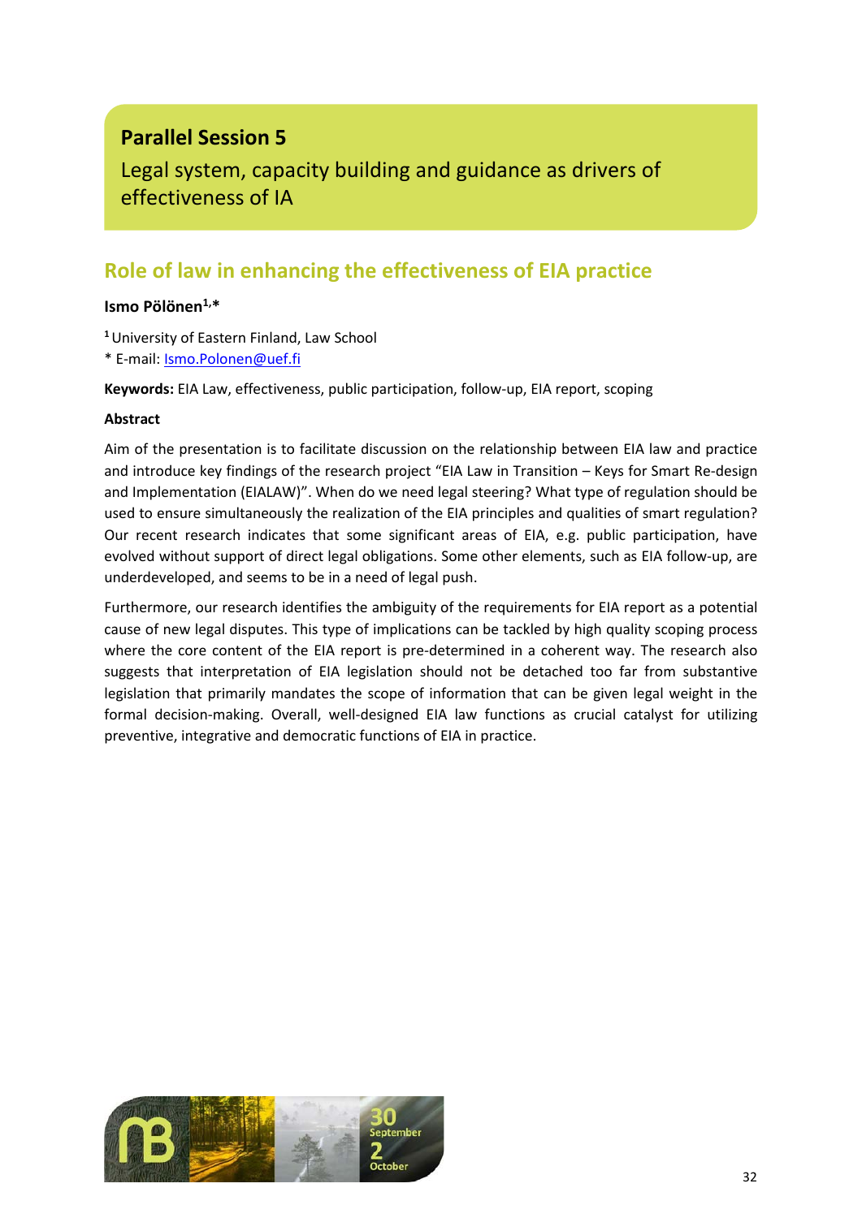## Parallel Session 5

Legal system, capacity building and guidance as drivers of effectiveness of IA

# Role of law in enhancing the effectiveness of EIA practice

**Ismo Pölönen**[1,*]

[1] University of Eastern Finland, Law School
* E-mail: Ismo.Polonen@uef.fi

**Keywords:** EIA Law, effectiveness, public participation, follow-up, EIA report, scoping

**Abstract**

Aim of the presentation is to facilitate discussion on the relationship between EIA law and practice and introduce key findings of the research project "EIA Law in Transition – Keys for Smart Re-design and Implementation (EIALAW)". When do we need legal steering? What type of regulation should be used to ensure simultaneously the realization of the EIA principles and qualities of smart regulation? Our recent research indicates that some significant areas of EIA, e.g. public participation, have evolved without support of direct legal obligations. Some other elements, such as EIA follow-up, are underdeveloped, and seems to be in a need of legal push.

Furthermore, our research identifies the ambiguity of the requirements for EIA report as a potential cause of new legal disputes. This type of implications can be tackled by high quality scoping process where the core content of the EIA report is pre-determined in a coherent way. The research also suggests that interpretation of EIA legislation should not be detached too far from substantive legislation that primarily mandates the scope of information that can be given legal weight in the formal decision-making. Overall, well-designed EIA law functions as crucial catalyst for utilizing preventive, integrative and democratic functions of EIA in practice.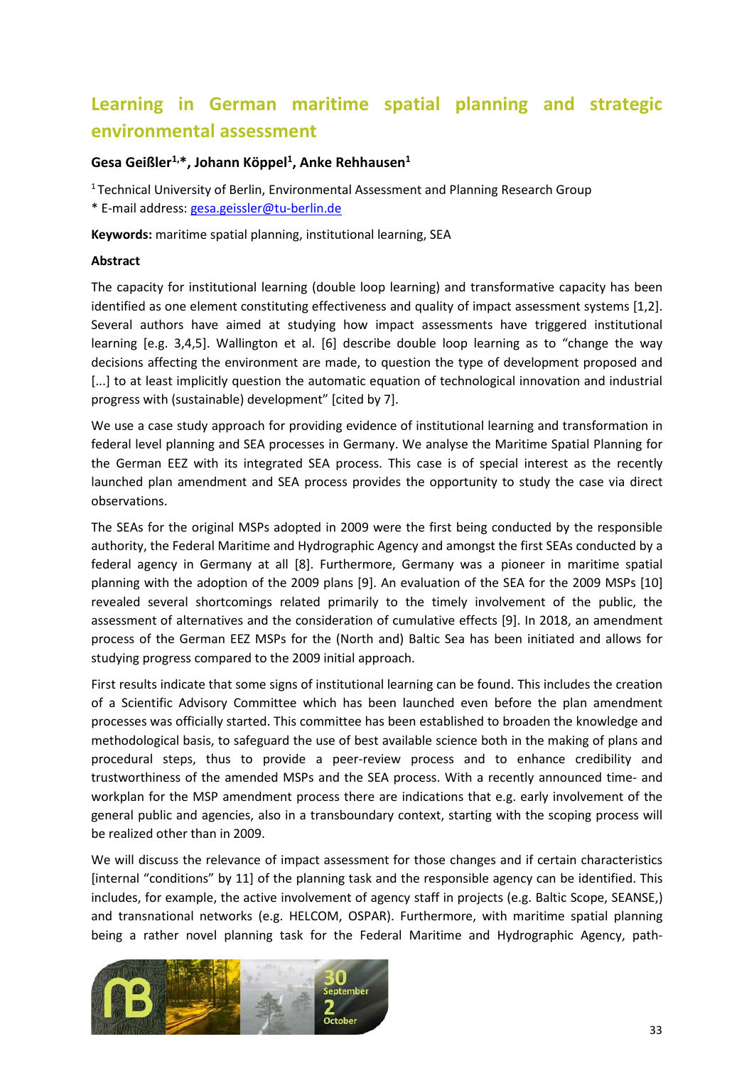# Learning in German maritime spatial planning and strategic environmental assessment

**Gesa Geißler[1,*], Johann Köppel[1], Anke Rehhausen[1]**

[1] Technical University of Berlin, Environmental Assessment and Planning Research Group

* E-mail address: gesa.geissler@tu-berlin.de

**Keywords:** maritime spatial planning, institutional learning, SEA

**Abstract**

The capacity for institutional learning (double loop learning) and transformative capacity has been identified as one element constituting effectiveness and quality of impact assessment systems [1,2]. Several authors have aimed at studying how impact assessments have triggered institutional learning [e.g. 3,4,5]. Wallington et al. [6] describe double loop learning as to "change the way decisions affecting the environment are made, to question the type of development proposed and [...] to at least implicitly question the automatic equation of technological innovation and industrial progress with (sustainable) development" [cited by 7].

We use a case study approach for providing evidence of institutional learning and transformation in federal level planning and SEA processes in Germany. We analyse the Maritime Spatial Planning for the German EEZ with its integrated SEA process. This case is of special interest as the recently launched plan amendment and SEA process provides the opportunity to study the case via direct observations.

The SEAs for the original MSPs adopted in 2009 were the first being conducted by the responsible authority, the Federal Maritime and Hydrographic Agency and amongst the first SEAs conducted by a federal agency in Germany at all [8]. Furthermore, Germany was a pioneer in maritime spatial planning with the adoption of the 2009 plans [9]. An evaluation of the SEA for the 2009 MSPs [10] revealed several shortcomings related primarily to the timely involvement of the public, the assessment of alternatives and the consideration of cumulative effects [9]. In 2018, an amendment process of the German EEZ MSPs for the (North and) Baltic Sea has been initiated and allows for studying progress compared to the 2009 initial approach.

First results indicate that some signs of institutional learning can be found. This includes the creation of a Scientific Advisory Committee which has been launched even before the plan amendment processes was officially started. This committee has been established to broaden the knowledge and methodological basis, to safeguard the use of best available science both in the making of plans and procedural steps, thus to provide a peer-review process and to enhance credibility and trustworthiness of the amended MSPs and the SEA process. With a recently announced time- and workplan for the MSP amendment process there are indications that e.g. early involvement of the general public and agencies, also in a transboundary context, starting with the scoping process will be realized other than in 2009.

We will discuss the relevance of impact assessment for those changes and if certain characteristics [internal "conditions" by 11] of the planning task and the responsible agency can be identified. This includes, for example, the active involvement of agency staff in projects (e.g. Baltic Scope, SEANSE,) and transnational networks (e.g. HELCOM, OSPAR). Furthermore, with maritime spatial planning being a rather novel planning task for the Federal Maritime and Hydrographic Agency, path-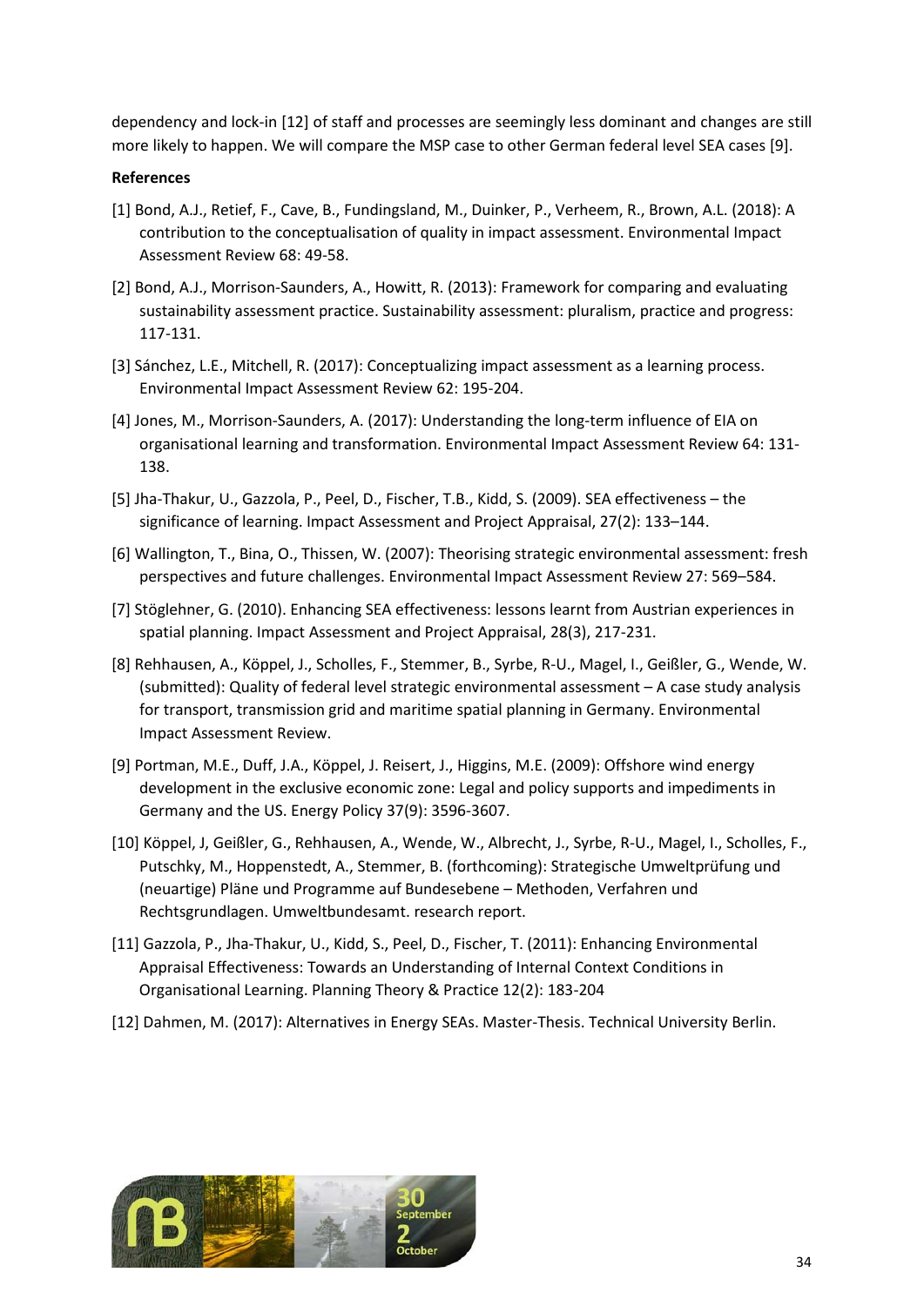dependency and lock-in [12] of staff and processes are seemingly less dominant and changes are still more likely to happen. We will compare the MSP case to other German federal level SEA cases [9].

**References**

[1] Bond, A.J., Retief, F., Cave, B., Fundingsland, M., Duinker, P., Verheem, R., Brown, A.L. (2018): A contribution to the conceptualisation of quality in impact assessment. Environmental Impact Assessment Review 68: 49-58.

[2] Bond, A.J., Morrison-Saunders, A., Howitt, R. (2013): Framework for comparing and evaluating sustainability assessment practice. Sustainability assessment: pluralism, practice and progress: 117-131.

[3] Sánchez, L.E., Mitchell, R. (2017): Conceptualizing impact assessment as a learning process. Environmental Impact Assessment Review 62: 195-204.

[4] Jones, M., Morrison-Saunders, A. (2017): Understanding the long-term influence of EIA on organisational learning and transformation. Environmental Impact Assessment Review 64: 131-138.

[5] Jha-Thakur, U., Gazzola, P., Peel, D., Fischer, T.B., Kidd, S. (2009). SEA effectiveness – the significance of learning. Impact Assessment and Project Appraisal, 27(2): 133–144.

[6] Wallington, T., Bina, O., Thissen, W. (2007): Theorising strategic environmental assessment: fresh perspectives and future challenges. Environmental Impact Assessment Review 27: 569–584.

[7] Stöglehner, G. (2010). Enhancing SEA effectiveness: lessons learnt from Austrian experiences in spatial planning. Impact Assessment and Project Appraisal, 28(3), 217-231.

[8] Rehhausen, A., Köppel, J., Scholles, F., Stemmer, B., Syrbe, R-U., Magel, I., Geißler, G., Wende, W. (submitted): Quality of federal level strategic environmental assessment – A case study analysis for transport, transmission grid and maritime spatial planning in Germany. Environmental Impact Assessment Review.

[9] Portman, M.E., Duff, J.A., Köppel, J. Reisert, J., Higgins, M.E. (2009): Offshore wind energy development in the exclusive economic zone: Legal and policy supports and impediments in Germany and the US. Energy Policy 37(9): 3596-3607.

[10] Köppel, J, Geißler, G., Rehhausen, A., Wende, W., Albrecht, J., Syrbe, R-U., Magel, I., Scholles, F., Putschky, M., Hoppenstedt, A., Stemmer, B. (forthcoming): Strategische Umweltprüfung und (neuartige) Pläne und Programme auf Bundesebene – Methoden, Verfahren und Rechtsgrundlagen. Umweltbundesamt. research report.

[11] Gazzola, P., Jha-Thakur, U., Kidd, S., Peel, D., Fischer, T. (2011): Enhancing Environmental Appraisal Effectiveness: Towards an Understanding of Internal Context Conditions in Organisational Learning. Planning Theory & Practice 12(2): 183-204

[12] Dahmen, M. (2017): Alternatives in Energy SEAs. Master-Thesis. Technical University Berlin.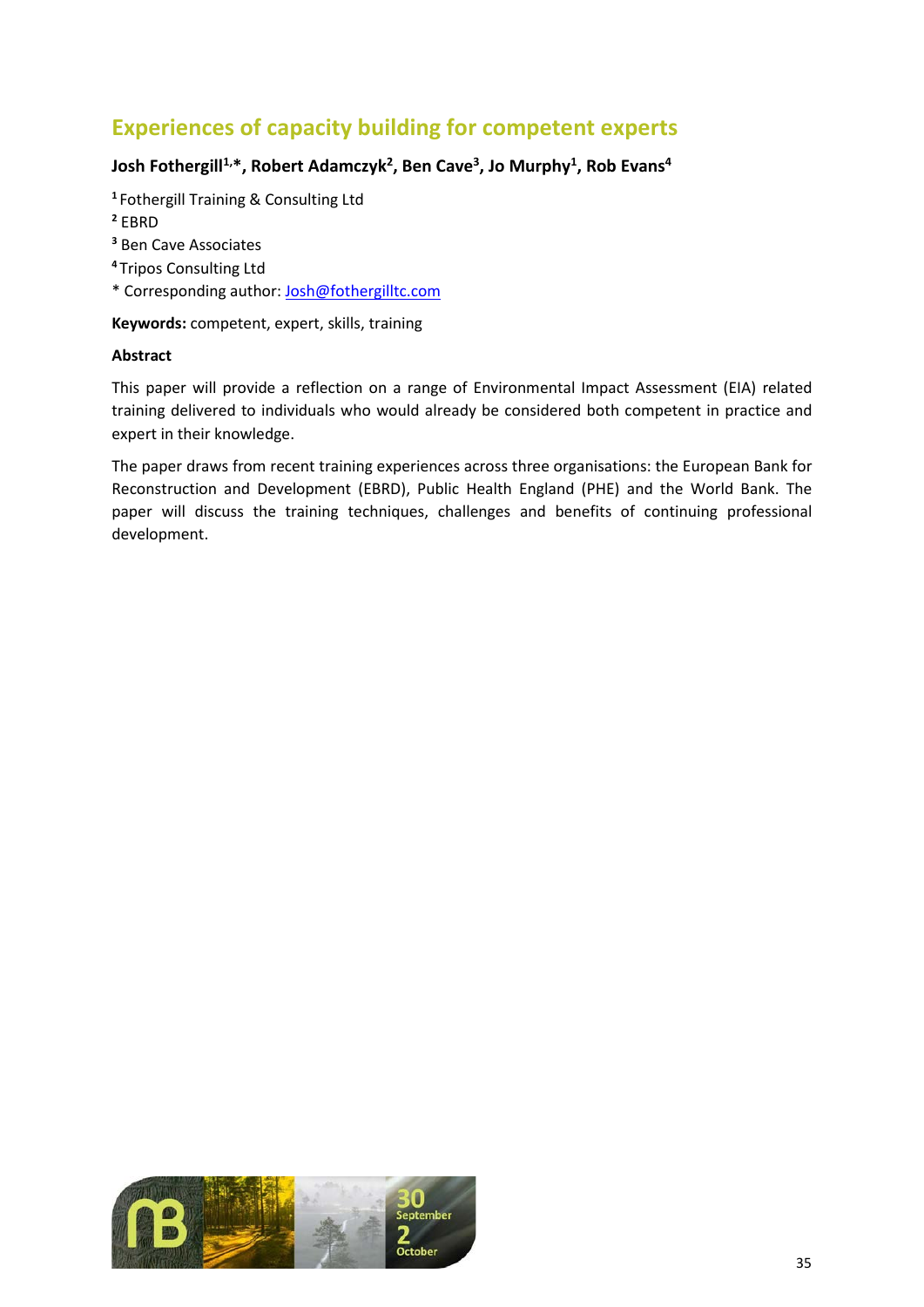# Experiences of capacity building for competent experts

**Josh Fothergill[1,*], Robert Adamczyk[2], Ben Cave[3], Jo Murphy[1], Rob Evans[4]**

[1] Fothergill Training & Consulting Ltd
[2] EBRD
[3] Ben Cave Associates
[4] Tripos Consulting Ltd
* Corresponding author: Josh@fothergilltc.com

**Keywords:** competent, expert, skills, training

**Abstract**

This paper will provide a reflection on a range of Environmental Impact Assessment (EIA) related training delivered to individuals who would already be considered both competent in practice and expert in their knowledge.

The paper draws from recent training experiences across three organisations: the European Bank for Reconstruction and Development (EBRD), Public Health England (PHE) and the World Bank. The paper will discuss the training techniques, challenges and benefits of continuing professional development.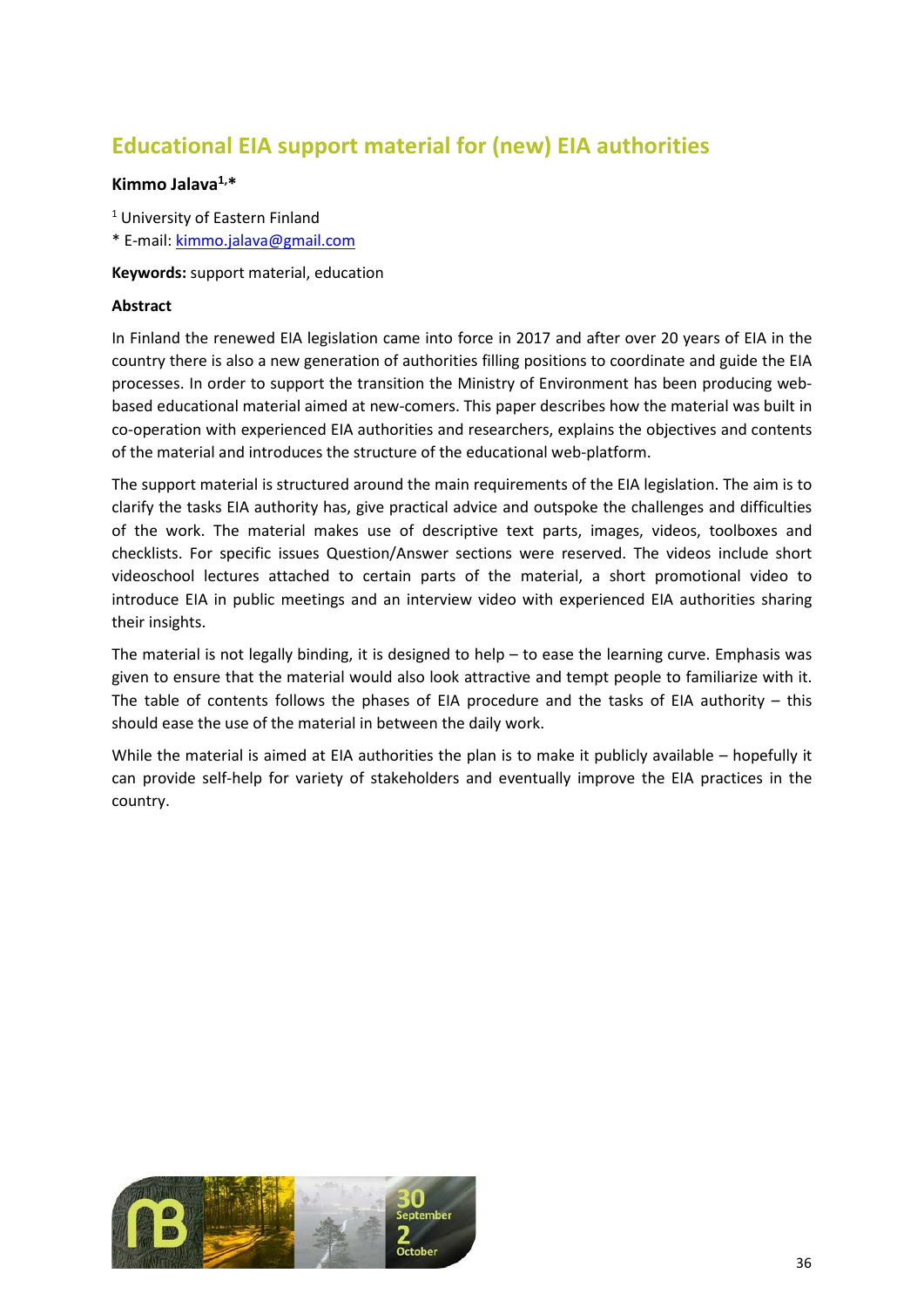# Educational EIA support material for (new) EIA authorities

**Kimmo Jalava[1,*]**

[1] University of Eastern Finland
* E-mail: kimmo.jalava@gmail.com

**Keywords:** support material, education

**Abstract**

In Finland the renewed EIA legislation came into force in 2017 and after over 20 years of EIA in the country there is also a new generation of authorities filling positions to coordinate and guide the EIA processes. In order to support the transition the Ministry of Environment has been producing web-based educational material aimed at new-comers. This paper describes how the material was built in co-operation with experienced EIA authorities and researchers, explains the objectives and contents of the material and introduces the structure of the educational web-platform.

The support material is structured around the main requirements of the EIA legislation. The aim is to clarify the tasks EIA authority has, give practical advice and outspoke the challenges and difficulties of the work. The material makes use of descriptive text parts, images, videos, toolboxes and checklists. For specific issues Question/Answer sections were reserved. The videos include short videoschool lectures attached to certain parts of the material, a short promotional video to introduce EIA in public meetings and an interview video with experienced EIA authorities sharing their insights.

The material is not legally binding, it is designed to help – to ease the learning curve. Emphasis was given to ensure that the material would also look attractive and tempt people to familiarize with it. The table of contents follows the phases of EIA procedure and the tasks of EIA authority – this should ease the use of the material in between the daily work.

While the material is aimed at EIA authorities the plan is to make it publicly available – hopefully it can provide self-help for variety of stakeholders and eventually improve the EIA practices in the country.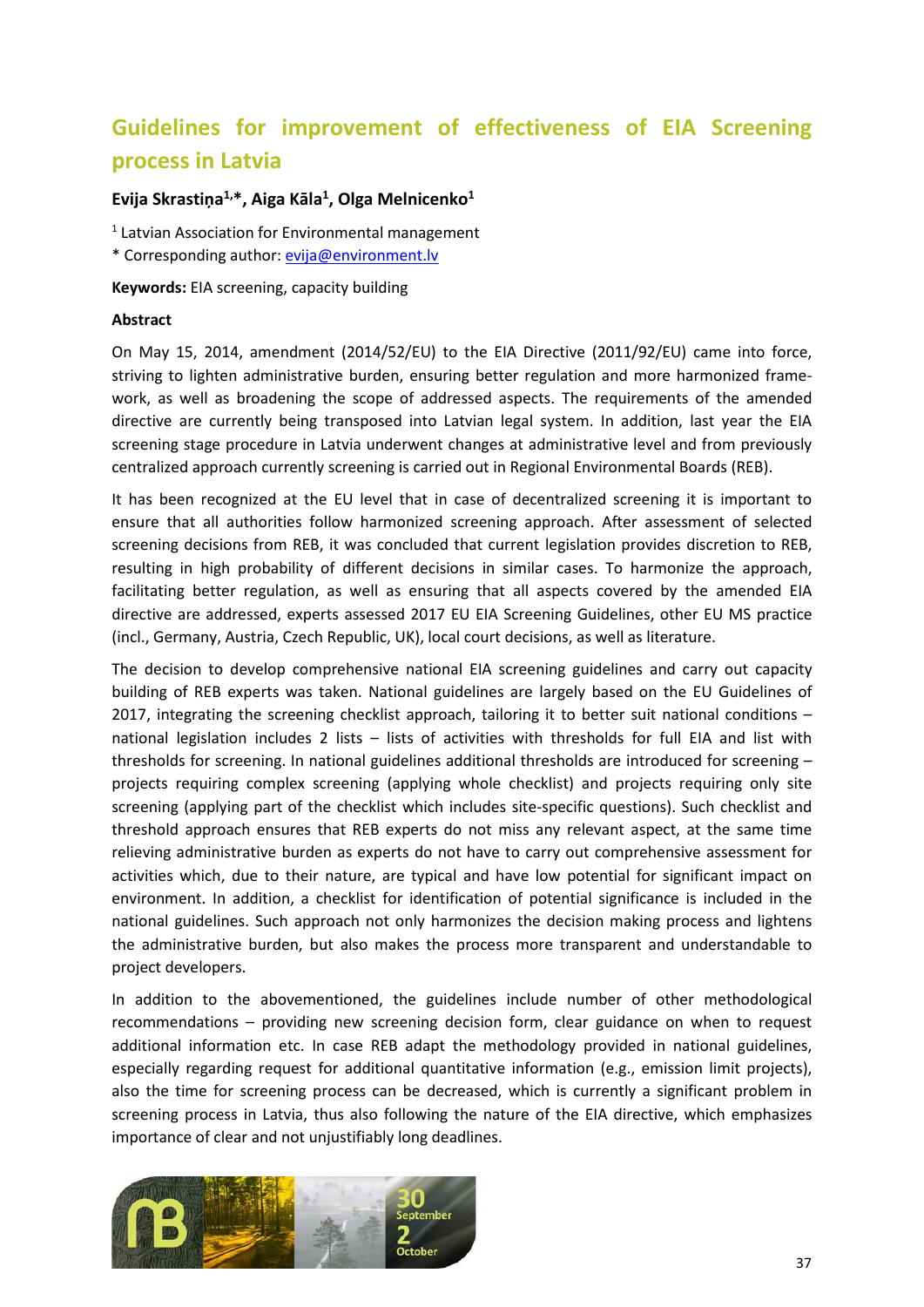# Guidelines for improvement of effectiveness of EIA Screening process in Latvia

**Evija Skrastiņa[1,*], Aiga Kāla[1], Olga Melnicenko[1]**

[1] Latvian Association for Environmental management

* Corresponding author: evija@environment.lv

**Keywords:** EIA screening, capacity building

**Abstract**

On May 15, 2014, amendment (2014/52/EU) to the EIA Directive (2011/92/EU) came into force, striving to lighten administrative burden, ensuring better regulation and more harmonized framework, as well as broadening the scope of addressed aspects. The requirements of the amended directive are currently being transposed into Latvian legal system. In addition, last year the EIA screening stage procedure in Latvia underwent changes at administrative level and from previously centralized approach currently screening is carried out in Regional Environmental Boards (REB).

It has been recognized at the EU level that in case of decentralized screening it is important to ensure that all authorities follow harmonized screening approach. After assessment of selected screening decisions from REB, it was concluded that current legislation provides discretion to REB, resulting in high probability of different decisions in similar cases. To harmonize the approach, facilitating better regulation, as well as ensuring that all aspects covered by the amended EIA directive are addressed, experts assessed 2017 EU EIA Screening Guidelines, other EU MS practice (incl., Germany, Austria, Czech Republic, UK), local court decisions, as well as literature.

The decision to develop comprehensive national EIA screening guidelines and carry out capacity building of REB experts was taken. National guidelines are largely based on the EU Guidelines of 2017, integrating the screening checklist approach, tailoring it to better suit national conditions – national legislation includes 2 lists – lists of activities with thresholds for full EIA and list with thresholds for screening. In national guidelines additional thresholds are introduced for screening – projects requiring complex screening (applying whole checklist) and projects requiring only site screening (applying part of the checklist which includes site-specific questions). Such checklist and threshold approach ensures that REB experts do not miss any relevant aspect, at the same time relieving administrative burden as experts do not have to carry out comprehensive assessment for activities which, due to their nature, are typical and have low potential for significant impact on environment. In addition, a checklist for identification of potential significance is included in the national guidelines. Such approach not only harmonizes the decision making process and lightens the administrative burden, but also makes the process more transparent and understandable to project developers.

In addition to the abovementioned, the guidelines include number of other methodological recommendations – providing new screening decision form, clear guidance on when to request additional information etc. In case REB adapt the methodology provided in national guidelines, especially regarding request for additional quantitative information (e.g., emission limit projects), also the time for screening process can be decreased, which is currently a significant problem in screening process in Latvia, thus also following the nature of the EIA directive, which emphasizes importance of clear and not unjustifiably long deadlines.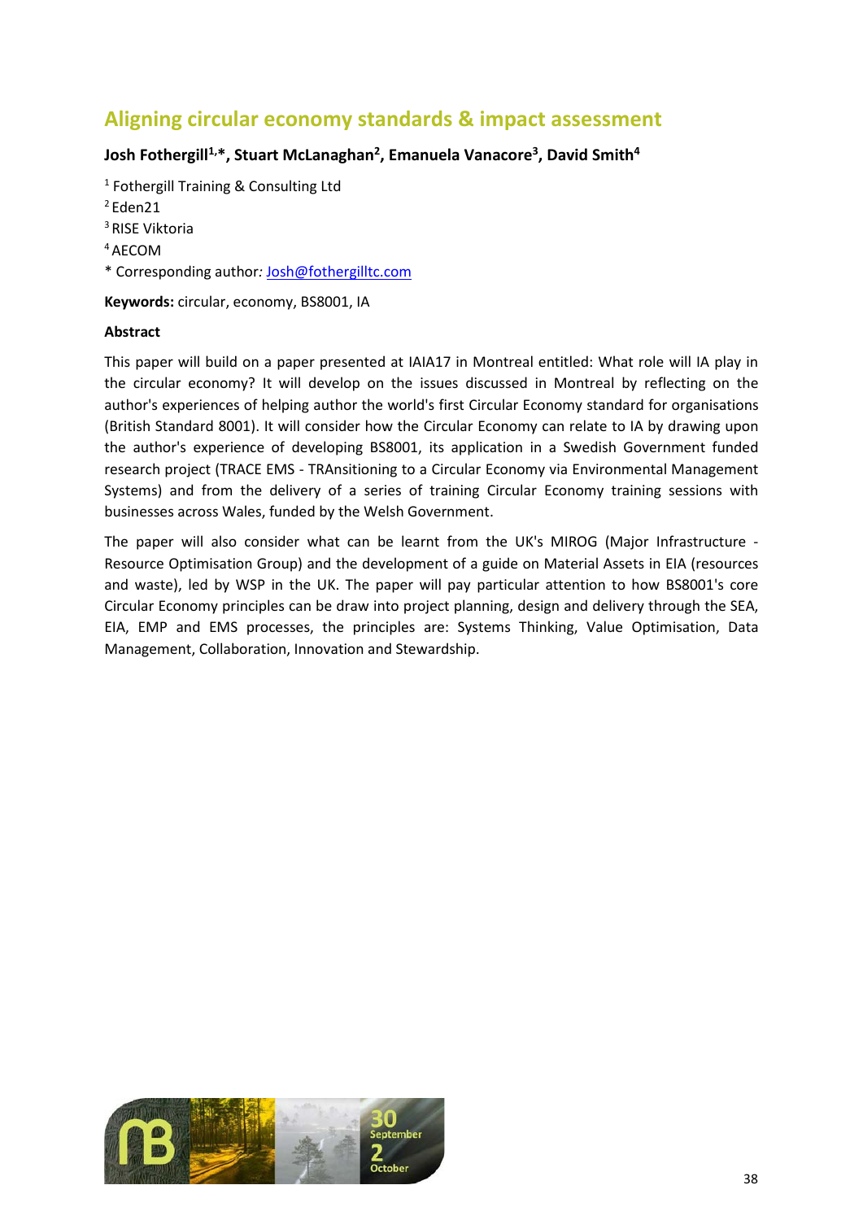# Aligning circular economy standards & impact assessment

**Josh Fothergill[1,*], Stuart McLanaghan[2], Emanuela Vanacore[3], David Smith[4]**

[1] Fothergill Training & Consulting Ltd
[2] Eden21
[3] RISE Viktoria
[4] AECOM
* Corresponding author: Josh@fothergilltc.com

**Keywords:** circular, economy, BS8001, IA

**Abstract**

This paper will build on a paper presented at IAIA17 in Montreal entitled: What role will IA play in the circular economy? It will develop on the issues discussed in Montreal by reflecting on the author's experiences of helping author the world's first Circular Economy standard for organisations (British Standard 8001). It will consider how the Circular Economy can relate to IA by drawing upon the author's experience of developing BS8001, its application in a Swedish Government funded research project (TRACE EMS - TRAnsitioning to a Circular Economy via Environmental Management Systems) and from the delivery of a series of training Circular Economy training sessions with businesses across Wales, funded by the Welsh Government.

The paper will also consider what can be learnt from the UK's MIROG (Major Infrastructure - Resource Optimisation Group) and the development of a guide on Material Assets in EIA (resources and waste), led by WSP in the UK. The paper will pay particular attention to how BS8001's core Circular Economy principles can be draw into project planning, design and delivery through the SEA, EIA, EMP and EMS processes, the principles are: Systems Thinking, Value Optimisation, Data Management, Collaboration, Innovation and Stewardship.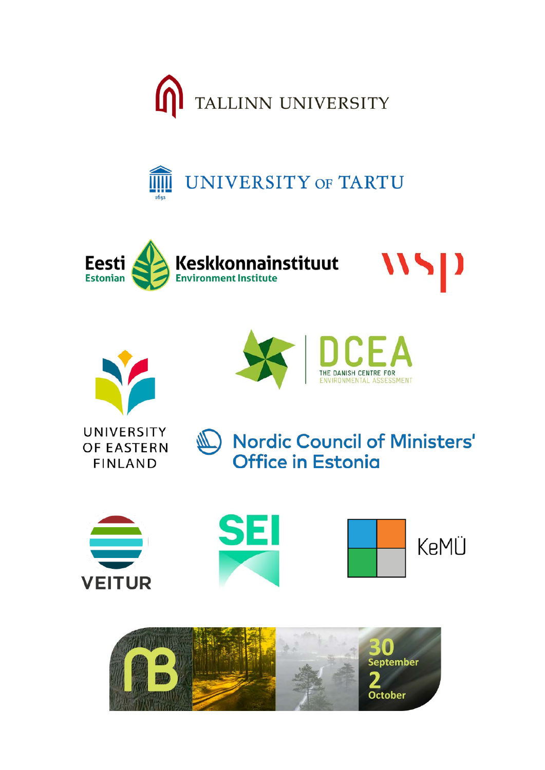TALLINN UNIVERSITY

UNIVERSITY OF TARTU

1632

Eesti Keskkonnainstituut

Estonian Environment Institute

wsp

DCEA

THE DANISH CENTRE FOR ENVIRONMENTAL ASSESSMENT

UNIVERSITY OF EASTERN FINLAND

Nordic Council of Ministers' Office in Estonia

VEITUR

SEI

KeMÜ

30 September

2 October